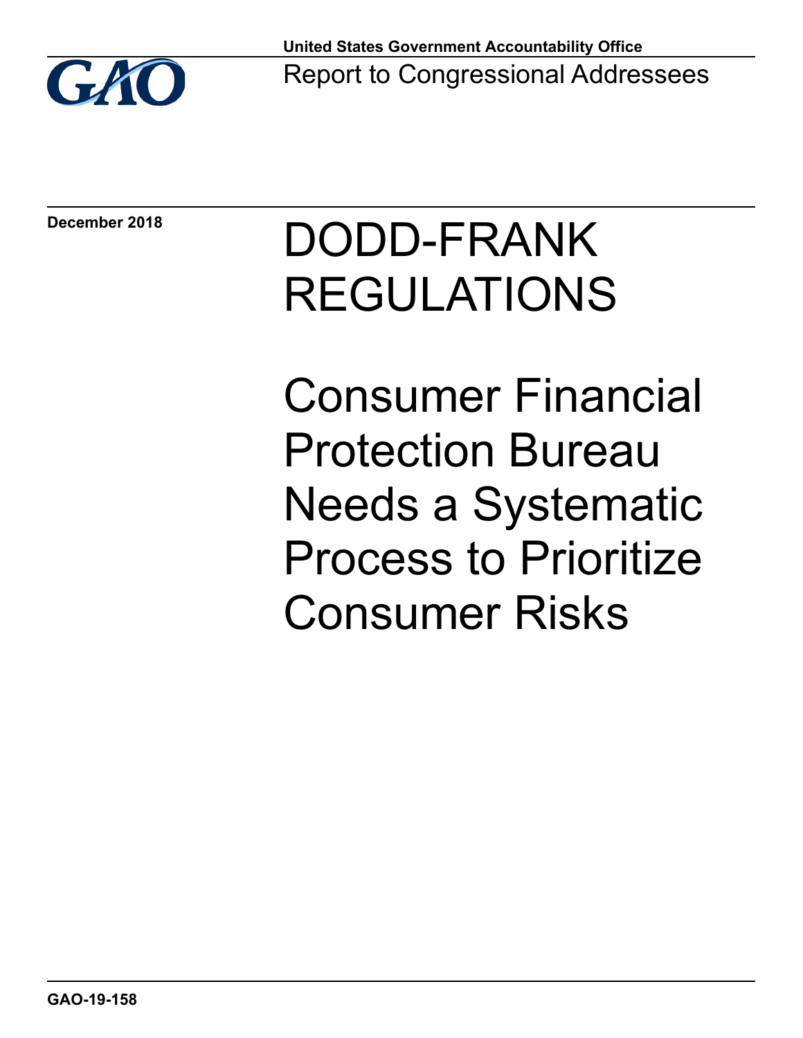**United States Government Accountability Office**

Report to Congressional Addressees

**December 2018**

# DODD-FRANK REGULATIONS

# Consumer Financial Protection Bureau Needs a Systematic Process to Prioritize Consumer Risks

**GAO-19-158**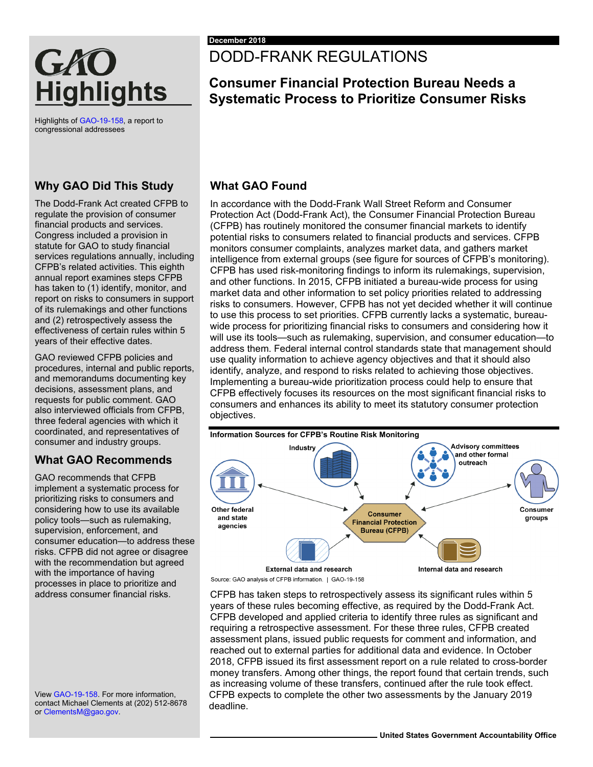# GAO Highlights

Highlights of GAO-19-158, a report to congressional addressees

December 2018

# DODD-FRANK REGULATIONS

## Consumer Financial Protection Bureau Needs a Systematic Process to Prioritize Consumer Risks

### Why GAO Did This Study

The Dodd-Frank Act created CFPB to regulate the provision of consumer financial products and services. Congress included a provision in statute for GAO to study financial services regulations annually, including CFPB's related activities. This eighth annual report examines steps CFPB has taken to (1) identify, monitor, and report on risks to consumers in support of its rulemakings and other functions and (2) retrospectively assess the effectiveness of certain rules within 5 years of their effective dates.

GAO reviewed CFPB policies and procedures, internal and public reports, and memorandums documenting key decisions, assessment plans, and requests for public comment. GAO also interviewed officials from CFPB, three federal agencies with which it coordinated, and representatives of consumer and industry groups.

### What GAO Recommends

GAO recommends that CFPB implement a systematic process for prioritizing risks to consumers and considering how to use its available policy tools—such as rulemaking, supervision, enforcement, and consumer education—to address these risks. CFPB did not agree or disagree with the recommendation but agreed with the importance of having processes in place to prioritize and address consumer financial risks.

View GAO-19-158. For more information, contact Michael Clements at (202) 512-8678 or ClementsM@gao.gov.

### What GAO Found

In accordance with the Dodd-Frank Wall Street Reform and Consumer Protection Act (Dodd-Frank Act), the Consumer Financial Protection Bureau (CFPB) has routinely monitored the consumer financial markets to identify potential risks to consumers related to financial products and services. CFPB monitors consumer complaints, analyzes market data, and gathers market intelligence from external groups (see figure for sources of CFPB's monitoring). CFPB has used risk-monitoring findings to inform its rulemakings, supervision, and other functions. In 2015, CFPB initiated a bureau-wide process for using market data and other information to set policy priorities related to addressing risks to consumers. However, CFPB has not yet decided whether it will continue to use this process to set priorities. CFPB currently lacks a systematic, bureau-wide process for prioritizing financial risks to consumers and considering how it will use its tools—such as rulemaking, supervision, and consumer education—to address them. Federal internal control standards state that management should use quality information to achieve agency objectives and that it should also identify, analyze, and respond to risks related to achieving those objectives. Implementing a bureau-wide prioritization process could help to ensure that CFPB effectively focuses its resources on the most significant financial risks to consumers and enhances its ability to meet its statutory consumer protection objectives.

**Information Sources for CFPB's Routine Risk Monitoring**

Industry; Advisory committees and other formal outreach; Other federal and state agencies; Consumer Financial Protection Bureau (CFPB); Consumer groups; External data and research; Internal data and research

Source: GAO analysis of CFPB information. | GAO-19-158

CFPB has taken steps to retrospectively assess its significant rules within 5 years of these rules becoming effective, as required by the Dodd-Frank Act. CFPB developed and applied criteria to identify three rules as significant and requiring a retrospective assessment. For these three rules, CFPB created assessment plans, issued public requests for comment and information, and reached out to external parties for additional data and evidence. In October 2018, CFPB issued its first assessment report on a rule related to cross-border money transfers. Among other things, the report found that certain trends, such as increasing volume of these transfers, continued after the rule took effect. CFPB expects to complete the other two assessments by the January 2019 deadline.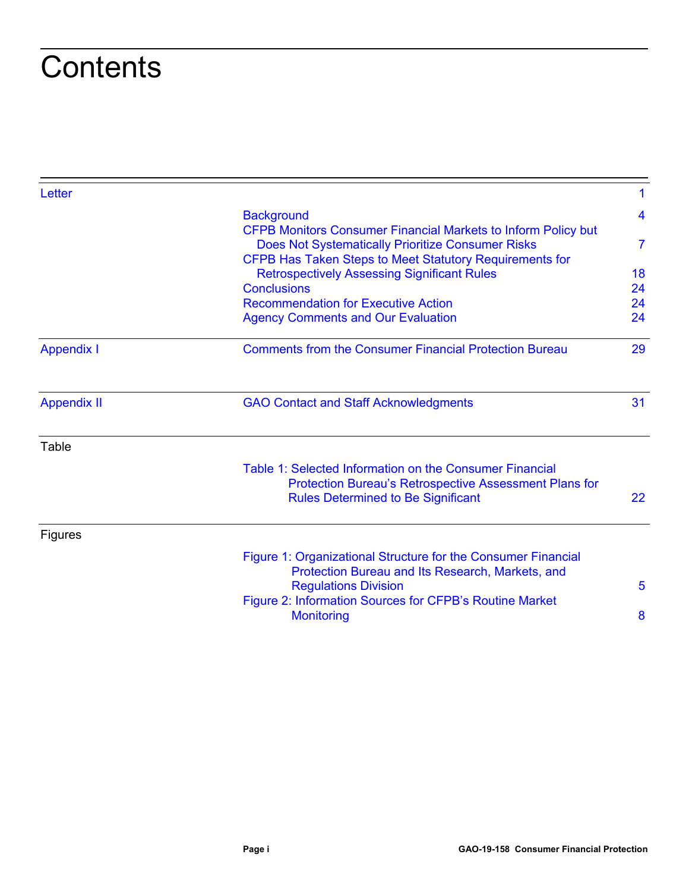# Contents

| | | |
|---|---|---|
| Letter | | 1 |
| | Background | 4 |
| | CFPB Monitors Consumer Financial Markets to Inform Policy but Does Not Systematically Prioritize Consumer Risks | 7 |
| | CFPB Has Taken Steps to Meet Statutory Requirements for Retrospectively Assessing Significant Rules | 18 |
| | Conclusions | 24 |
| | Recommendation for Executive Action | 24 |
| | Agency Comments and Our Evaluation | 24 |
| Appendix I | Comments from the Consumer Financial Protection Bureau | 29 |
| Appendix II | GAO Contact and Staff Acknowledgments | 31 |
| Table | | |
| | Table 1: Selected Information on the Consumer Financial Protection Bureau's Retrospective Assessment Plans for Rules Determined to Be Significant | 22 |
| Figures | | |
| | Figure 1: Organizational Structure for the Consumer Financial Protection Bureau and Its Research, Markets, and Regulations Division | 5 |
| | Figure 2: Information Sources for CFPB's Routine Market Monitoring | 8 |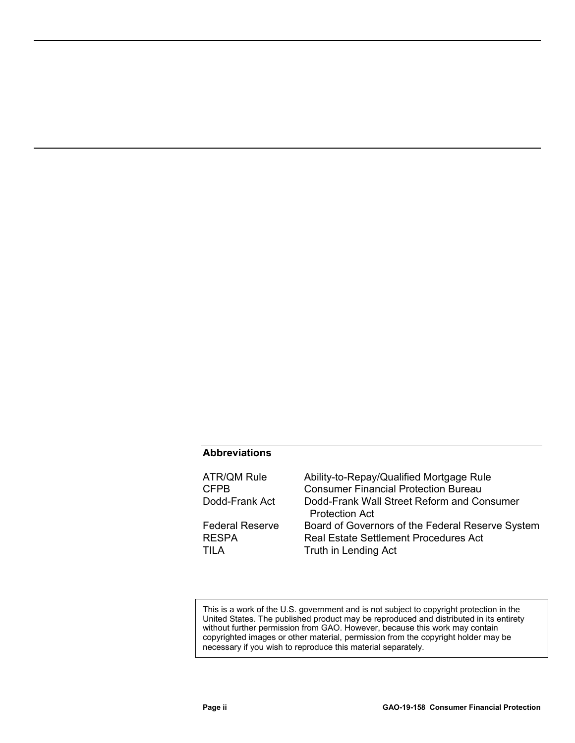**Abbreviations**

| | |
|---|---|
| ATR/QM Rule | Ability-to-Repay/Qualified Mortgage Rule |
| CFPB | Consumer Financial Protection Bureau |
| Dodd-Frank Act | Dodd-Frank Wall Street Reform and Consumer Protection Act |
| Federal Reserve | Board of Governors of the Federal Reserve System |
| RESPA | Real Estate Settlement Procedures Act |
| TILA | Truth in Lending Act |

This is a work of the U.S. government and is not subject to copyright protection in the United States. The published product may be reproduced and distributed in its entirety without further permission from GAO. However, because this work may contain copyrighted images or other material, permission from the copyright holder may be necessary if you wish to reproduce this material separately.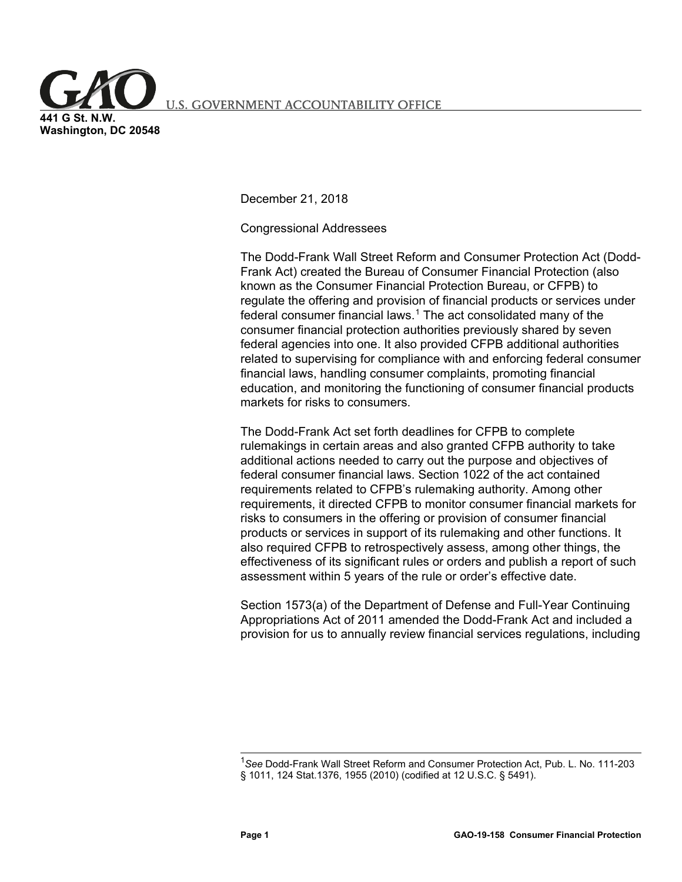**U.S. GOVERNMENT ACCOUNTABILITY OFFICE**

**441 G St. N.W.**
**Washington, DC 20548**

December 21, 2018

Congressional Addressees

The Dodd-Frank Wall Street Reform and Consumer Protection Act (Dodd-Frank Act) created the Bureau of Consumer Financial Protection (also known as the Consumer Financial Protection Bureau, or CFPB) to regulate the offering and provision of financial products or services under federal consumer financial laws.[1] The act consolidated many of the consumer financial protection authorities previously shared by seven federal agencies into one. It also provided CFPB additional authorities related to supervising for compliance with and enforcing federal consumer financial laws, handling consumer complaints, promoting financial education, and monitoring the functioning of consumer financial products markets for risks to consumers.

The Dodd-Frank Act set forth deadlines for CFPB to complete rulemakings in certain areas and also granted CFPB authority to take additional actions needed to carry out the purpose and objectives of federal consumer financial laws. Section 1022 of the act contained requirements related to CFPB's rulemaking authority. Among other requirements, it directed CFPB to monitor consumer financial markets for risks to consumers in the offering or provision of consumer financial products or services in support of its rulemaking and other functions. It also required CFPB to retrospectively assess, among other things, the effectiveness of its significant rules or orders and publish a report of such assessment within 5 years of the rule or order's effective date.

Section 1573(a) of the Department of Defense and Full-Year Continuing Appropriations Act of 2011 amended the Dodd-Frank Act and included a provision for us to annually review financial services regulations, including

[1] *See* Dodd-Frank Wall Street Reform and Consumer Protection Act, Pub. L. No. 111-203 § 1011, 124 Stat.1376, 1955 (2010) (codified at 12 U.S.C. § 5491).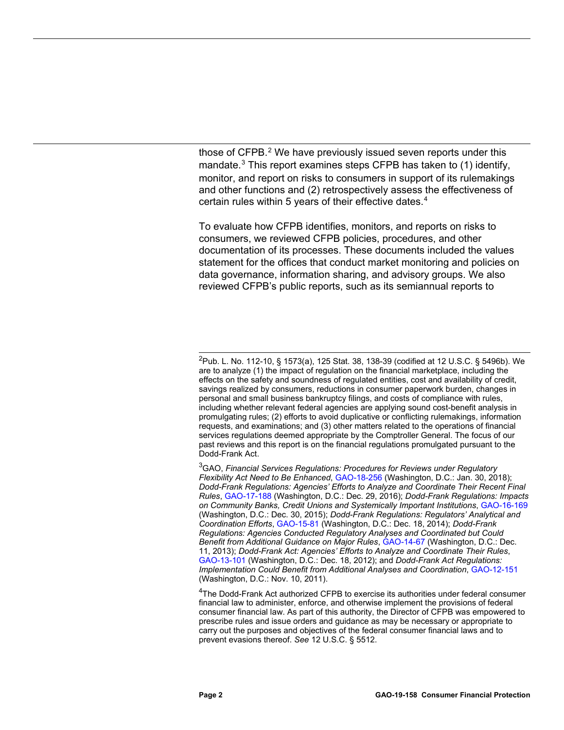those of CFPB.[2] We have previously issued seven reports under this mandate.[3] This report examines steps CFPB has taken to (1) identify, monitor, and report on risks to consumers in support of its rulemakings and other functions and (2) retrospectively assess the effectiveness of certain rules within 5 years of their effective dates.[4]

To evaluate how CFPB identifies, monitors, and reports on risks to consumers, we reviewed CFPB policies, procedures, and other documentation of its processes. These documents included the values statement for the offices that conduct market monitoring and policies on data governance, information sharing, and advisory groups. We also reviewed CFPB's public reports, such as its semiannual reports to

---

[2]Pub. L. No. 112-10, § 1573(a), 125 Stat. 38, 138-39 (codified at 12 U.S.C. § 5496b). We are to analyze (1) the impact of regulation on the financial marketplace, including the effects on the safety and soundness of regulated entities, cost and availability of credit, savings realized by consumers, reductions in consumer paperwork burden, changes in personal and small business bankruptcy filings, and costs of compliance with rules, including whether relevant federal agencies are applying sound cost-benefit analysis in promulgating rules; (2) efforts to avoid duplicative or conflicting rulemakings, information requests, and examinations; and (3) other matters related to the operations of financial services regulations deemed appropriate by the Comptroller General. The focus of our past reviews and this report is on the financial regulations promulgated pursuant to the Dodd-Frank Act.

[3]GAO, *Financial Services Regulations: Procedures for Reviews under Regulatory Flexibility Act Need to Be Enhanced*, GAO-18-256 (Washington, D.C.: Jan. 30, 2018); *Dodd-Frank Regulations: Agencies' Efforts to Analyze and Coordinate Their Recent Final Rules*, GAO-17-188 (Washington, D.C.: Dec. 29, 2016); *Dodd-Frank Regulations: Impacts on Community Banks, Credit Unions and Systemically Important Institutions*, GAO-16-169 (Washington, D.C.: Dec. 30, 2015); *Dodd-Frank Regulations: Regulators' Analytical and Coordination Efforts*, GAO-15-81 (Washington, D.C.: Dec. 18, 2014); *Dodd-Frank Regulations: Agencies Conducted Regulatory Analyses and Coordinated but Could Benefit from Additional Guidance on Major Rules*, GAO-14-67 (Washington, D.C.: Dec. 11, 2013); *Dodd-Frank Act: Agencies' Efforts to Analyze and Coordinate Their Rules*, GAO-13-101 (Washington, D.C.: Dec. 18, 2012); and *Dodd-Frank Act Regulations: Implementation Could Benefit from Additional Analyses and Coordination*, GAO-12-151 (Washington, D.C.: Nov. 10, 2011).

[4]The Dodd-Frank Act authorized CFPB to exercise its authorities under federal consumer financial law to administer, enforce, and otherwise implement the provisions of federal consumer financial law. As part of this authority, the Director of CFPB was empowered to prescribe rules and issue orders and guidance as may be necessary or appropriate to carry out the purposes and objectives of the federal consumer financial laws and to prevent evasions thereof. *See* 12 U.S.C. § 5512.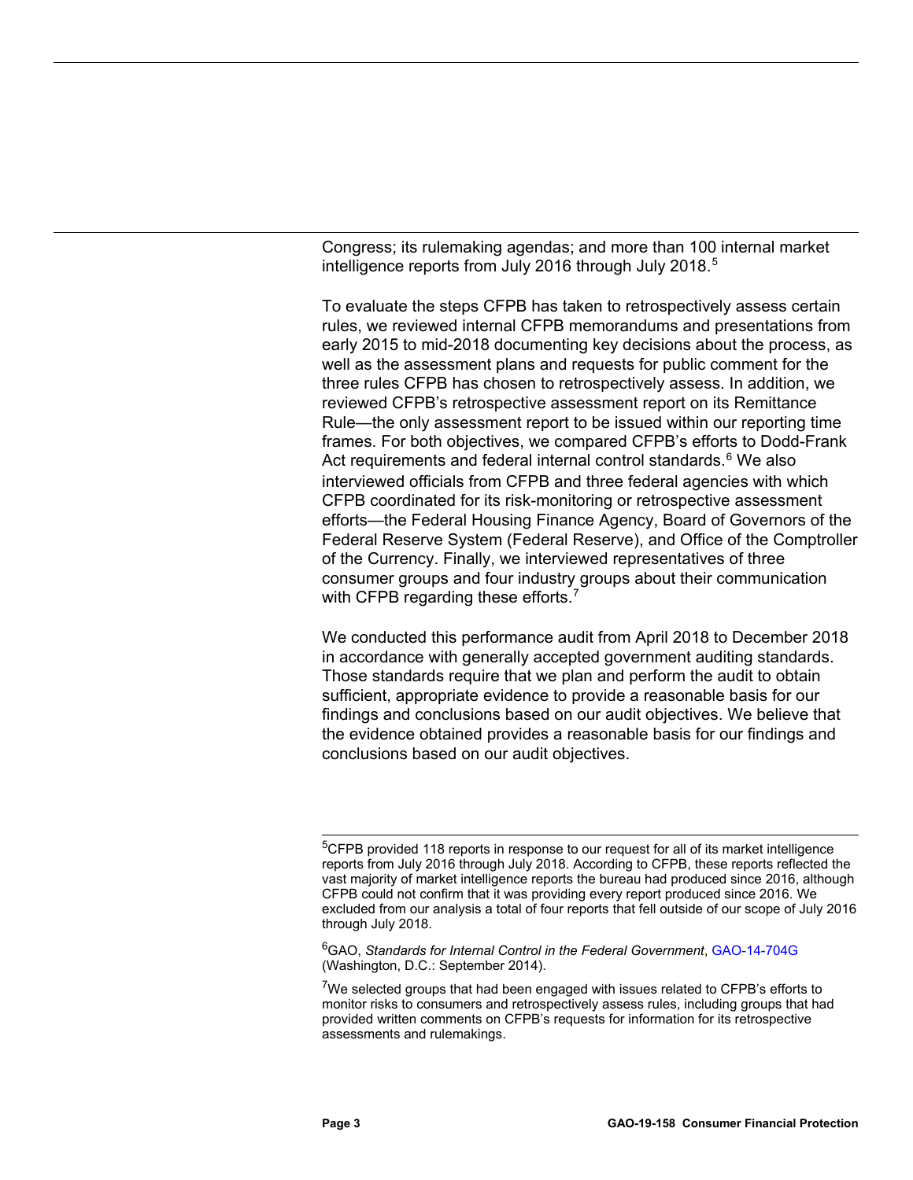Congress; its rulemaking agendas; and more than 100 internal market intelligence reports from July 2016 through July 2018.[5]

To evaluate the steps CFPB has taken to retrospectively assess certain rules, we reviewed internal CFPB memorandums and presentations from early 2015 to mid-2018 documenting key decisions about the process, as well as the assessment plans and requests for public comment for the three rules CFPB has chosen to retrospectively assess. In addition, we reviewed CFPB's retrospective assessment report on its Remittance Rule—the only assessment report to be issued within our reporting time frames. For both objectives, we compared CFPB's efforts to Dodd-Frank Act requirements and federal internal control standards.[6] We also interviewed officials from CFPB and three federal agencies with which CFPB coordinated for its risk-monitoring or retrospective assessment efforts—the Federal Housing Finance Agency, Board of Governors of the Federal Reserve System (Federal Reserve), and Office of the Comptroller of the Currency. Finally, we interviewed representatives of three consumer groups and four industry groups about their communication with CFPB regarding these efforts.[7]

We conducted this performance audit from April 2018 to December 2018 in accordance with generally accepted government auditing standards. Those standards require that we plan and perform the audit to obtain sufficient, appropriate evidence to provide a reasonable basis for our findings and conclusions based on our audit objectives. We believe that the evidence obtained provides a reasonable basis for our findings and conclusions based on our audit objectives.

---

[5]CFPB provided 118 reports in response to our request for all of its market intelligence reports from July 2016 through July 2018. According to CFPB, these reports reflected the vast majority of market intelligence reports the bureau had produced since 2016, although CFPB could not confirm that it was providing every report produced since 2016. We excluded from our analysis a total of four reports that fell outside of our scope of July 2016 through July 2018.

[6]GAO, *Standards for Internal Control in the Federal Government*, GAO-14-704G (Washington, D.C.: September 2014).

[7]We selected groups that had been engaged with issues related to CFPB's efforts to monitor risks to consumers and retrospectively assess rules, including groups that had provided written comments on CFPB's requests for information for its retrospective assessments and rulemakings.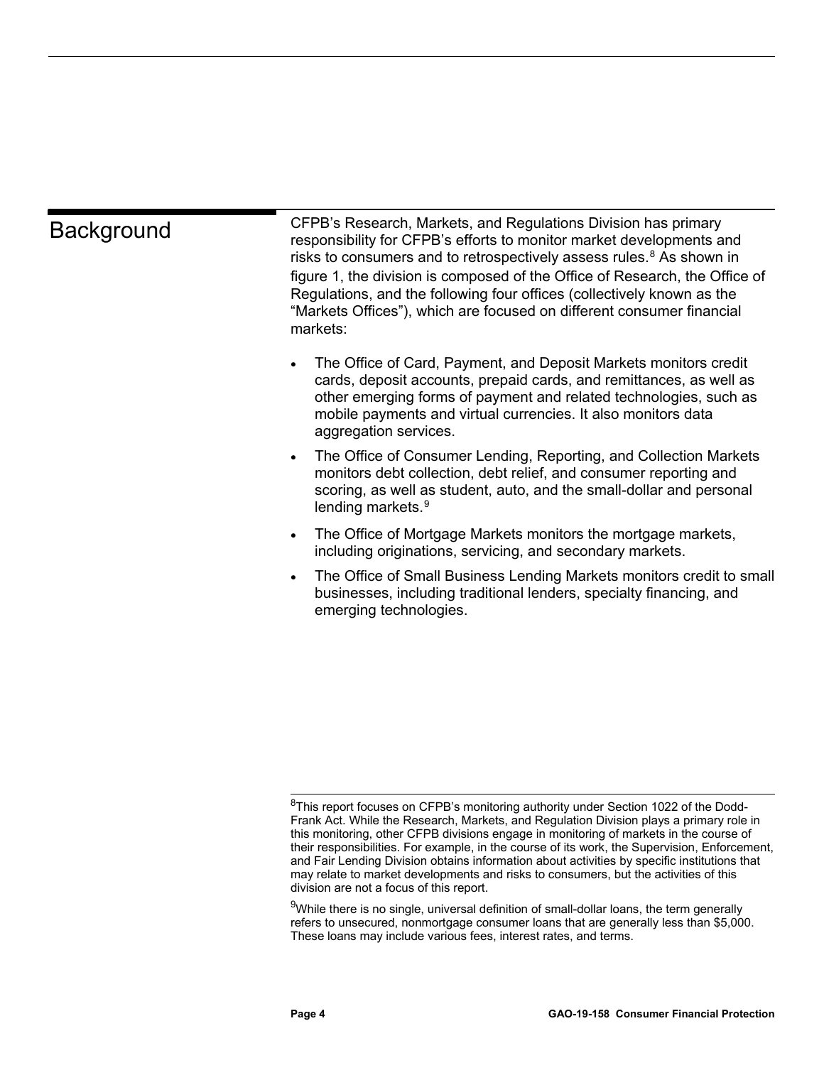## Background

CFPB's Research, Markets, and Regulations Division has primary responsibility for CFPB's efforts to monitor market developments and risks to consumers and to retrospectively assess rules.[8] As shown in figure 1, the division is composed of the Office of Research, the Office of Regulations, and the following four offices (collectively known as the "Markets Offices"), which are focused on different consumer financial markets:

- The Office of Card, Payment, and Deposit Markets monitors credit cards, deposit accounts, prepaid cards, and remittances, as well as other emerging forms of payment and related technologies, such as mobile payments and virtual currencies. It also monitors data aggregation services.
- The Office of Consumer Lending, Reporting, and Collection Markets monitors debt collection, debt relief, and consumer reporting and scoring, as well as student, auto, and the small-dollar and personal lending markets.[9]
- The Office of Mortgage Markets monitors the mortgage markets, including originations, servicing, and secondary markets.
- The Office of Small Business Lending Markets monitors credit to small businesses, including traditional lenders, specialty financing, and emerging technologies.

---

[8]This report focuses on CFPB's monitoring authority under Section 1022 of the Dodd-Frank Act. While the Research, Markets, and Regulation Division plays a primary role in this monitoring, other CFPB divisions engage in monitoring of markets in the course of their responsibilities. For example, in the course of its work, the Supervision, Enforcement, and Fair Lending Division obtains information about activities by specific institutions that may relate to market developments and risks to consumers, but the activities of this division are not a focus of this report.

[9]While there is no single, universal definition of small-dollar loans, the term generally refers to unsecured, nonmortgage consumer loans that are generally less than $5,000. These loans may include various fees, interest rates, and terms.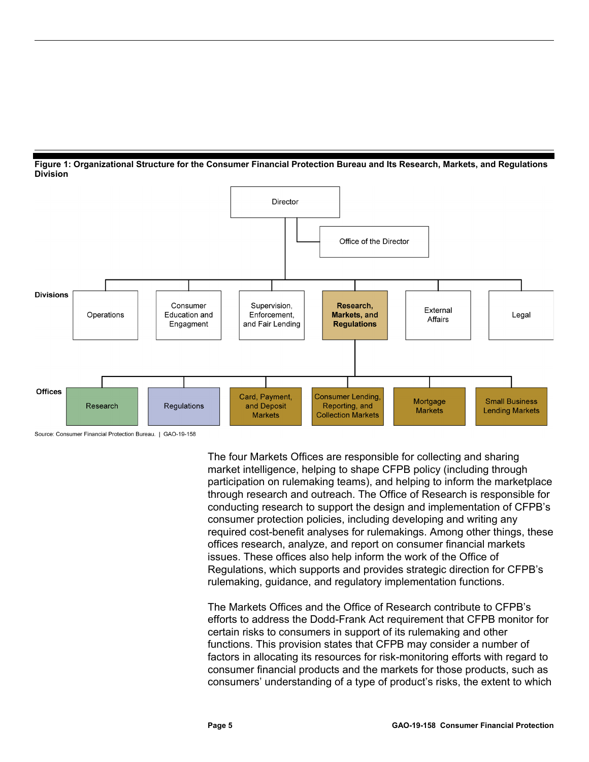**Figure 1: Organizational Structure for the Consumer Financial Protection Bureau and Its Research, Markets, and Regulations Division**

- Director
  - Office of the Director

**Divisions**

- Operations
- Consumer Education and Engagment
- Supervision, Enforcement, and Fair Lending
- **Research, Markets, and Regulations**
- External Affairs
- Legal

**Offices** (under Research, Markets, and Regulations)

- Research
- Regulations
- Card, Payment, and Deposit Markets
- Consumer Lending, Reporting, and Collection Markets
- Mortgage Markets
- Small Business Lending Markets

Source: Consumer Financial Protection Bureau. | GAO-19-158

The four Markets Offices are responsible for collecting and sharing market intelligence, helping to shape CFPB policy (including through participation on rulemaking teams), and helping to inform the marketplace through research and outreach. The Office of Research is responsible for conducting research to support the design and implementation of CFPB's consumer protection policies, including developing and writing any required cost-benefit analyses for rulemakings. Among other things, these offices research, analyze, and report on consumer financial markets issues. These offices also help inform the work of the Office of Regulations, which supports and provides strategic direction for CFPB's rulemaking, guidance, and regulatory implementation functions.

The Markets Offices and the Office of Research contribute to CFPB's efforts to address the Dodd-Frank Act requirement that CFPB monitor for certain risks to consumers in support of its rulemaking and other functions. This provision states that CFPB may consider a number of factors in allocating its resources for risk-monitoring efforts with regard to consumer financial products and the markets for those products, such as consumers' understanding of a type of product's risks, the extent to which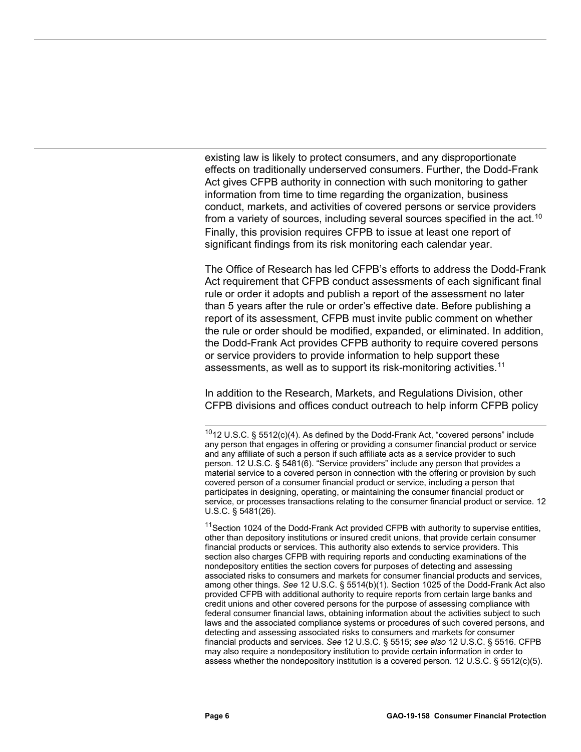existing law is likely to protect consumers, and any disproportionate effects on traditionally underserved consumers. Further, the Dodd-Frank Act gives CFPB authority in connection with such monitoring to gather information from time to time regarding the organization, business conduct, markets, and activities of covered persons or service providers from a variety of sources, including several sources specified in the act.[10] Finally, this provision requires CFPB to issue at least one report of significant findings from its risk monitoring each calendar year.

The Office of Research has led CFPB's efforts to address the Dodd-Frank Act requirement that CFPB conduct assessments of each significant final rule or order it adopts and publish a report of the assessment no later than 5 years after the rule or order's effective date. Before publishing a report of its assessment, CFPB must invite public comment on whether the rule or order should be modified, expanded, or eliminated. In addition, the Dodd-Frank Act provides CFPB authority to require covered persons or service providers to provide information to help support these assessments, as well as to support its risk-monitoring activities.[11]

In addition to the Research, Markets, and Regulations Division, other CFPB divisions and offices conduct outreach to help inform CFPB policy

---

[10] 12 U.S.C. § 5512(c)(4). As defined by the Dodd-Frank Act, "covered persons" include any person that engages in offering or providing a consumer financial product or service and any affiliate of such a person if such affiliate acts as a service provider to such person. 12 U.S.C. § 5481(6). "Service providers" include any person that provides a material service to a covered person in connection with the offering or provision by such covered person of a consumer financial product or service, including a person that participates in designing, operating, or maintaining the consumer financial product or service, or processes transactions relating to the consumer financial product or service. 12 U.S.C. § 5481(26).

[11] Section 1024 of the Dodd-Frank Act provided CFPB with authority to supervise entities, other than depository institutions or insured credit unions, that provide certain consumer financial products or services. This authority also extends to service providers. This section also charges CFPB with requiring reports and conducting examinations of the nondepository entities the section covers for purposes of detecting and assessing associated risks to consumers and markets for consumer financial products and services, among other things. *See* 12 U.S.C. § 5514(b)(1). Section 1025 of the Dodd-Frank Act also provided CFPB with additional authority to require reports from certain large banks and credit unions and other covered persons for the purpose of assessing compliance with federal consumer financial laws, obtaining information about the activities subject to such laws and the associated compliance systems or procedures of such covered persons, and detecting and assessing associated risks to consumers and markets for consumer financial products and services. *See* 12 U.S.C. § 5515; *see also* 12 U.S.C. § 5516. CFPB may also require a nondepository institution to provide certain information in order to assess whether the nondepository institution is a covered person. 12 U.S.C. § 5512(c)(5).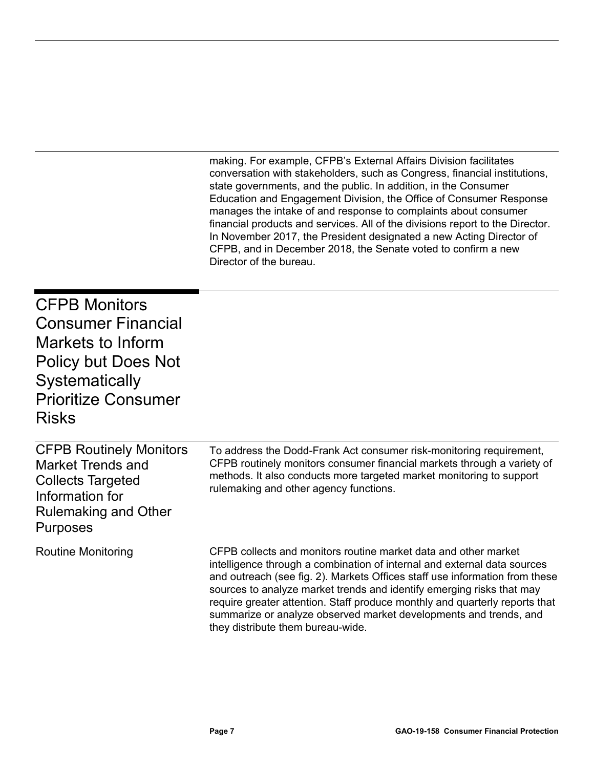making. For example, CFPB's External Affairs Division facilitates conversation with stakeholders, such as Congress, financial institutions, state governments, and the public. In addition, in the Consumer Education and Engagement Division, the Office of Consumer Response manages the intake of and response to complaints about consumer financial products and services. All of the divisions report to the Director. In November 2017, the President designated a new Acting Director of CFPB, and in December 2018, the Senate voted to confirm a new Director of the bureau.

# CFPB Monitors Consumer Financial Markets to Inform Policy but Does Not Systematically Prioritize Consumer Risks

## CFPB Routinely Monitors Market Trends and Collects Targeted Information for Rulemaking and Other Purposes

To address the Dodd-Frank Act consumer risk-monitoring requirement, CFPB routinely monitors consumer financial markets through a variety of methods. It also conducts more targeted market monitoring to support rulemaking and other agency functions.

### Routine Monitoring

CFPB collects and monitors routine market data and other market intelligence through a combination of internal and external data sources and outreach (see fig. 2). Markets Offices staff use information from these sources to analyze market trends and identify emerging risks that may require greater attention. Staff produce monthly and quarterly reports that summarize or analyze observed market developments and trends, and they distribute them bureau-wide.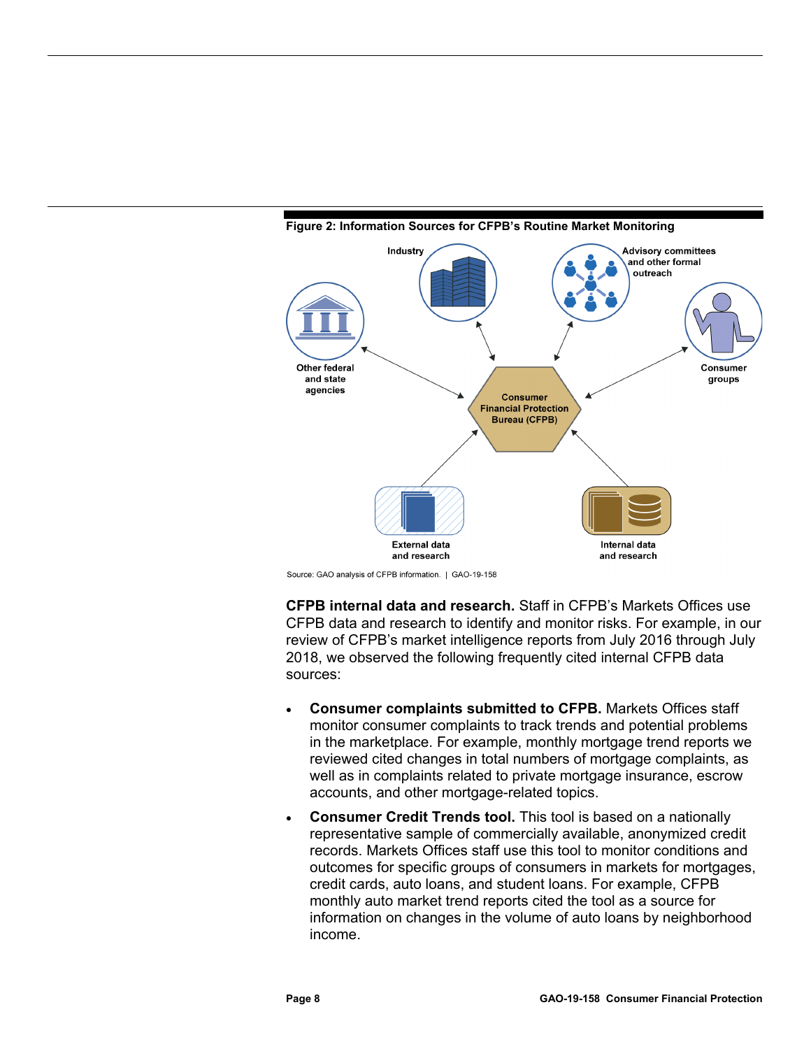**Figure 2: Information Sources for CFPB's Routine Market Monitoring**

Industry

Advisory committees and other formal outreach

Other federal and state agencies

Consumer groups

Consumer Financial Protection Bureau (CFPB)

External data and research

Internal data and research

Source: GAO analysis of CFPB information. | GAO-19-158

**CFPB internal data and research.** Staff in CFPB's Markets Offices use CFPB data and research to identify and monitor risks. For example, in our review of CFPB's market intelligence reports from July 2016 through July 2018, we observed the following frequently cited internal CFPB data sources:

- **Consumer complaints submitted to CFPB.** Markets Offices staff monitor consumer complaints to track trends and potential problems in the marketplace. For example, monthly mortgage trend reports we reviewed cited changes in total numbers of mortgage complaints, as well as in complaints related to private mortgage insurance, escrow accounts, and other mortgage-related topics.
- **Consumer Credit Trends tool.** This tool is based on a nationally representative sample of commercially available, anonymized credit records. Markets Offices staff use this tool to monitor conditions and outcomes for specific groups of consumers in markets for mortgages, credit cards, auto loans, and student loans. For example, CFPB monthly auto market trend reports cited the tool as a source for information on changes in the volume of auto loans by neighborhood income.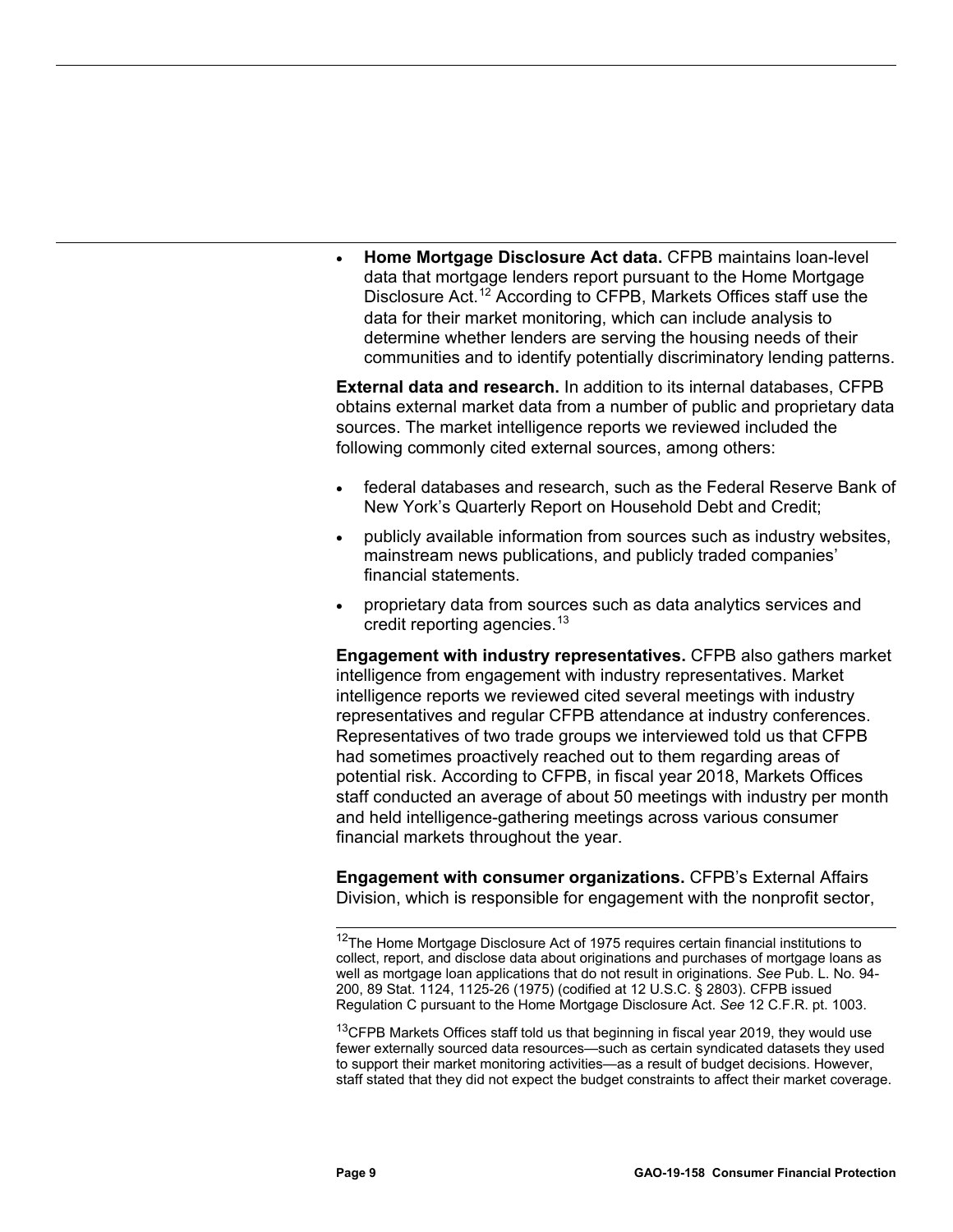- **Home Mortgage Disclosure Act data.** CFPB maintains loan-level data that mortgage lenders report pursuant to the Home Mortgage Disclosure Act.[12] According to CFPB, Markets Offices staff use the data for their market monitoring, which can include analysis to determine whether lenders are serving the housing needs of their communities and to identify potentially discriminatory lending patterns.

**External data and research.** In addition to its internal databases, CFPB obtains external market data from a number of public and proprietary data sources. The market intelligence reports we reviewed included the following commonly cited external sources, among others:

- federal databases and research, such as the Federal Reserve Bank of New York's Quarterly Report on Household Debt and Credit;
- publicly available information from sources such as industry websites, mainstream news publications, and publicly traded companies' financial statements.
- proprietary data from sources such as data analytics services and credit reporting agencies.[13]

**Engagement with industry representatives.** CFPB also gathers market intelligence from engagement with industry representatives. Market intelligence reports we reviewed cited several meetings with industry representatives and regular CFPB attendance at industry conferences. Representatives of two trade groups we interviewed told us that CFPB had sometimes proactively reached out to them regarding areas of potential risk. According to CFPB, in fiscal year 2018, Markets Offices staff conducted an average of about 50 meetings with industry per month and held intelligence-gathering meetings across various consumer financial markets throughout the year.

**Engagement with consumer organizations.** CFPB's External Affairs Division, which is responsible for engagement with the nonprofit sector,

[12]The Home Mortgage Disclosure Act of 1975 requires certain financial institutions to collect, report, and disclose data about originations and purchases of mortgage loans as well as mortgage loan applications that do not result in originations. *See* Pub. L. No. 94-200, 89 Stat. 1124, 1125-26 (1975) (codified at 12 U.S.C. § 2803). CFPB issued Regulation C pursuant to the Home Mortgage Disclosure Act. *See* 12 C.F.R. pt. 1003.

[13]CFPB Markets Offices staff told us that beginning in fiscal year 2019, they would use fewer externally sourced data resources—such as certain syndicated datasets they used to support their market monitoring activities—as a result of budget decisions. However, staff stated that they did not expect the budget constraints to affect their market coverage.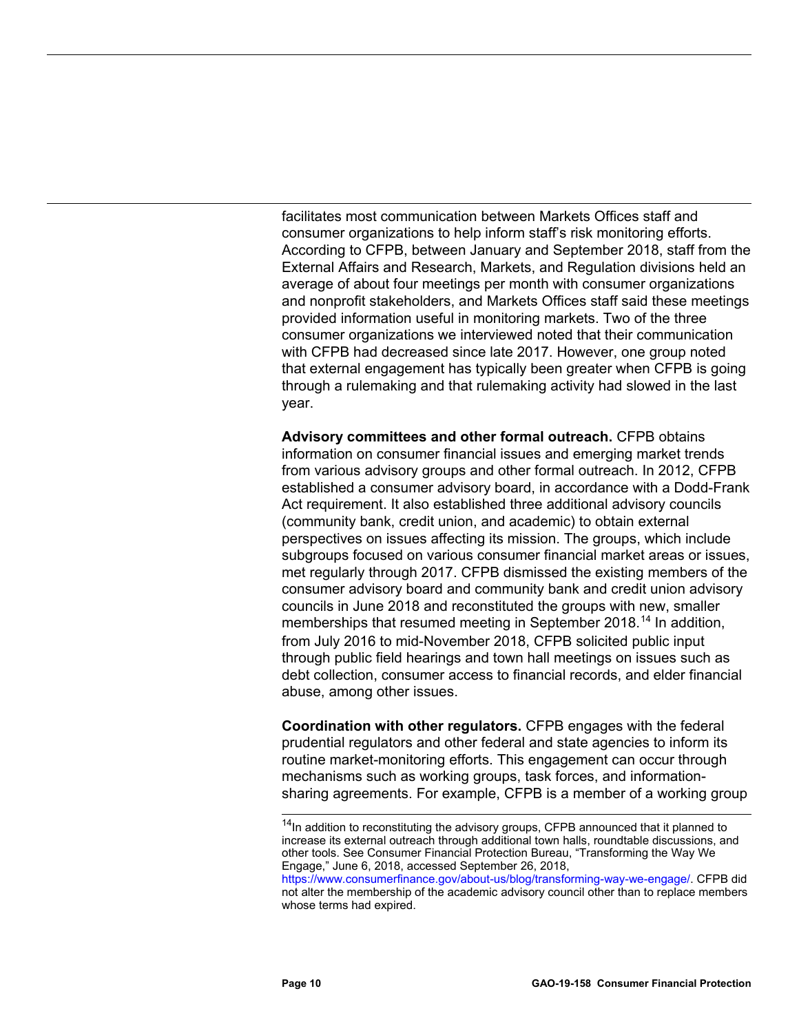facilitates most communication between Markets Offices staff and consumer organizations to help inform staff's risk monitoring efforts. According to CFPB, between January and September 2018, staff from the External Affairs and Research, Markets, and Regulation divisions held an average of about four meetings per month with consumer organizations and nonprofit stakeholders, and Markets Offices staff said these meetings provided information useful in monitoring markets. Two of the three consumer organizations we interviewed noted that their communication with CFPB had decreased since late 2017. However, one group noted that external engagement has typically been greater when CFPB is going through a rulemaking and that rulemaking activity had slowed in the last year.

**Advisory committees and other formal outreach.** CFPB obtains information on consumer financial issues and emerging market trends from various advisory groups and other formal outreach. In 2012, CFPB established a consumer advisory board, in accordance with a Dodd-Frank Act requirement. It also established three additional advisory councils (community bank, credit union, and academic) to obtain external perspectives on issues affecting its mission. The groups, which include subgroups focused on various consumer financial market areas or issues, met regularly through 2017. CFPB dismissed the existing members of the consumer advisory board and community bank and credit union advisory councils in June 2018 and reconstituted the groups with new, smaller memberships that resumed meeting in September 2018.[14] In addition, from July 2016 to mid-November 2018, CFPB solicited public input through public field hearings and town hall meetings on issues such as debt collection, consumer access to financial records, and elder financial abuse, among other issues.

**Coordination with other regulators.** CFPB engages with the federal prudential regulators and other federal and state agencies to inform its routine market-monitoring efforts. This engagement can occur through mechanisms such as working groups, task forces, and information-sharing agreements. For example, CFPB is a member of a working group

[14] In addition to reconstituting the advisory groups, CFPB announced that it planned to increase its external outreach through additional town halls, roundtable discussions, and other tools. See Consumer Financial Protection Bureau, "Transforming the Way We Engage," June 6, 2018, accessed September 26, 2018, https://www.consumerfinance.gov/about-us/blog/transforming-way-we-engage/. CFPB did not alter the membership of the academic advisory council other than to replace members whose terms had expired.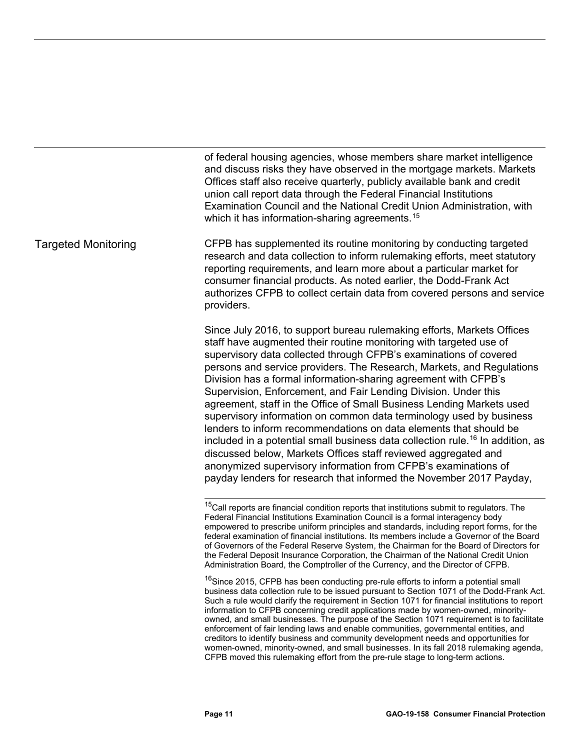of federal housing agencies, whose members share market intelligence and discuss risks they have observed in the mortgage markets. Markets Offices staff also receive quarterly, publicly available bank and credit union call report data through the Federal Financial Institutions Examination Council and the National Credit Union Administration, with which it has information-sharing agreements.[15]

## Targeted Monitoring

CFPB has supplemented its routine monitoring by conducting targeted research and data collection to inform rulemaking efforts, meet statutory reporting requirements, and learn more about a particular market for consumer financial products. As noted earlier, the Dodd-Frank Act authorizes CFPB to collect certain data from covered persons and service providers.

Since July 2016, to support bureau rulemaking efforts, Markets Offices staff have augmented their routine monitoring with targeted use of supervisory data collected through CFPB's examinations of covered persons and service providers. The Research, Markets, and Regulations Division has a formal information-sharing agreement with CFPB's Supervision, Enforcement, and Fair Lending Division. Under this agreement, staff in the Office of Small Business Lending Markets used supervisory information on common data terminology used by business lenders to inform recommendations on data elements that should be included in a potential small business data collection rule.[16] In addition, as discussed below, Markets Offices staff reviewed aggregated and anonymized supervisory information from CFPB's examinations of payday lenders for research that informed the November 2017 Payday,

---

[15]Call reports are financial condition reports that institutions submit to regulators. The Federal Financial Institutions Examination Council is a formal interagency body empowered to prescribe uniform principles and standards, including report forms, for the federal examination of financial institutions. Its members include a Governor of the Board of Governors of the Federal Reserve System, the Chairman for the Board of Directors for the Federal Deposit Insurance Corporation, the Chairman of the National Credit Union Administration Board, the Comptroller of the Currency, and the Director of CFPB.

[16]Since 2015, CFPB has been conducting pre-rule efforts to inform a potential small business data collection rule to be issued pursuant to Section 1071 of the Dodd-Frank Act. Such a rule would clarify the requirement in Section 1071 for financial institutions to report information to CFPB concerning credit applications made by women-owned, minority-owned, and small businesses. The purpose of the Section 1071 requirement is to facilitate enforcement of fair lending laws and enable communities, governmental entities, and creditors to identify business and community development needs and opportunities for women-owned, minority-owned, and small businesses. In its fall 2018 rulemaking agenda, CFPB moved this rulemaking effort from the pre-rule stage to long-term actions.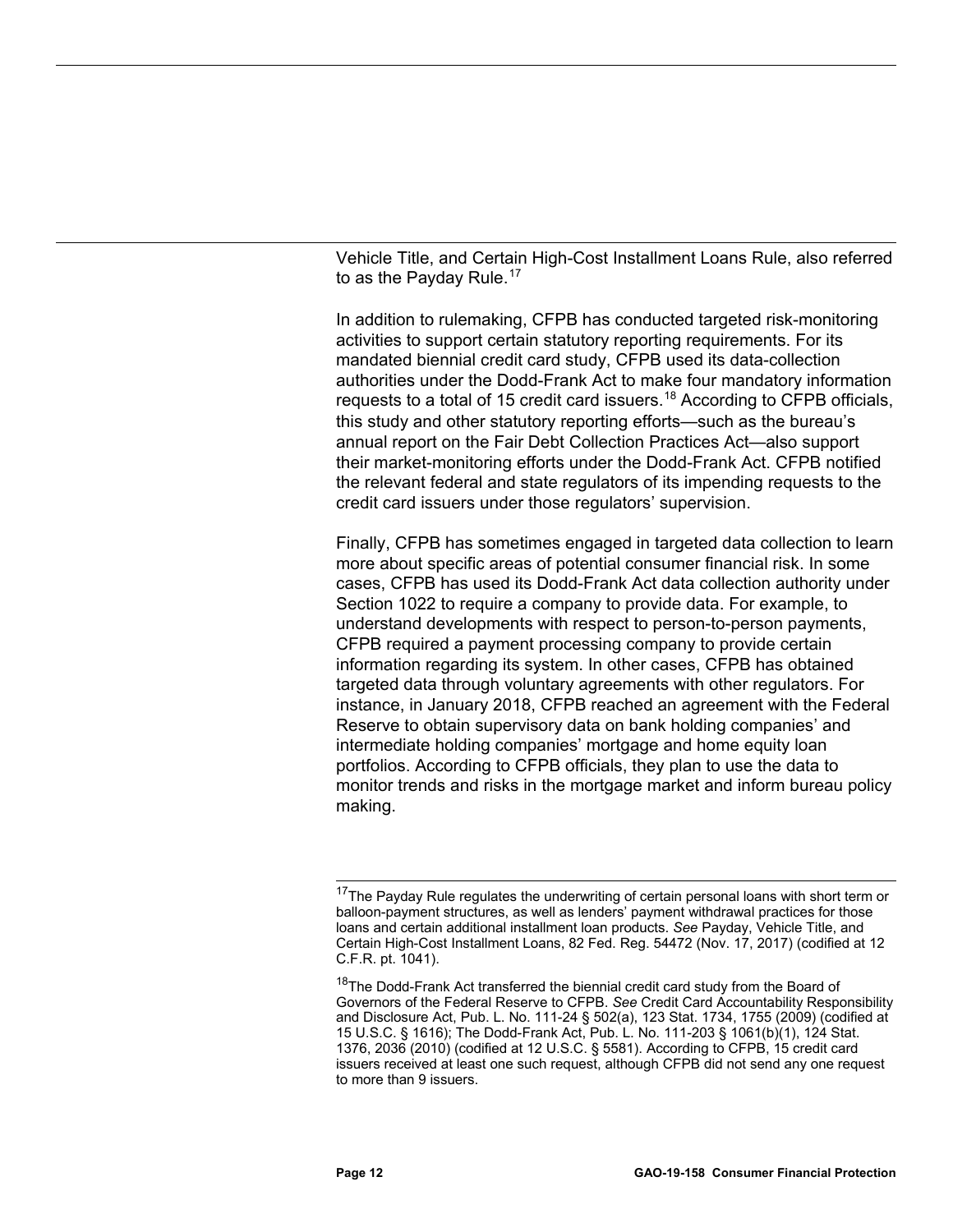Vehicle Title, and Certain High-Cost Installment Loans Rule, also referred to as the Payday Rule.[17]

In addition to rulemaking, CFPB has conducted targeted risk-monitoring activities to support certain statutory reporting requirements. For its mandated biennial credit card study, CFPB used its data-collection authorities under the Dodd-Frank Act to make four mandatory information requests to a total of 15 credit card issuers.[18] According to CFPB officials, this study and other statutory reporting efforts—such as the bureau's annual report on the Fair Debt Collection Practices Act—also support their market-monitoring efforts under the Dodd-Frank Act. CFPB notified the relevant federal and state regulators of its impending requests to the credit card issuers under those regulators' supervision.

Finally, CFPB has sometimes engaged in targeted data collection to learn more about specific areas of potential consumer financial risk. In some cases, CFPB has used its Dodd-Frank Act data collection authority under Section 1022 to require a company to provide data. For example, to understand developments with respect to person-to-person payments, CFPB required a payment processing company to provide certain information regarding its system. In other cases, CFPB has obtained targeted data through voluntary agreements with other regulators. For instance, in January 2018, CFPB reached an agreement with the Federal Reserve to obtain supervisory data on bank holding companies' and intermediate holding companies' mortgage and home equity loan portfolios. According to CFPB officials, they plan to use the data to monitor trends and risks in the mortgage market and inform bureau policy making.

---

[17]The Payday Rule regulates the underwriting of certain personal loans with short term or balloon-payment structures, as well as lenders' payment withdrawal practices for those loans and certain additional installment loan products. *See* Payday, Vehicle Title, and Certain High-Cost Installment Loans, 82 Fed. Reg. 54472 (Nov. 17, 2017) (codified at 12 C.F.R. pt. 1041).

[18]The Dodd-Frank Act transferred the biennial credit card study from the Board of Governors of the Federal Reserve to CFPB. *See* Credit Card Accountability Responsibility and Disclosure Act, Pub. L. No. 111-24 § 502(a), 123 Stat. 1734, 1755 (2009) (codified at 15 U.S.C. § 1616); The Dodd-Frank Act, Pub. L. No. 111-203 § 1061(b)(1), 124 Stat. 1376, 2036 (2010) (codified at 12 U.S.C. § 5581). According to CFPB, 15 credit card issuers received at least one such request, although CFPB did not send any one request to more than 9 issuers.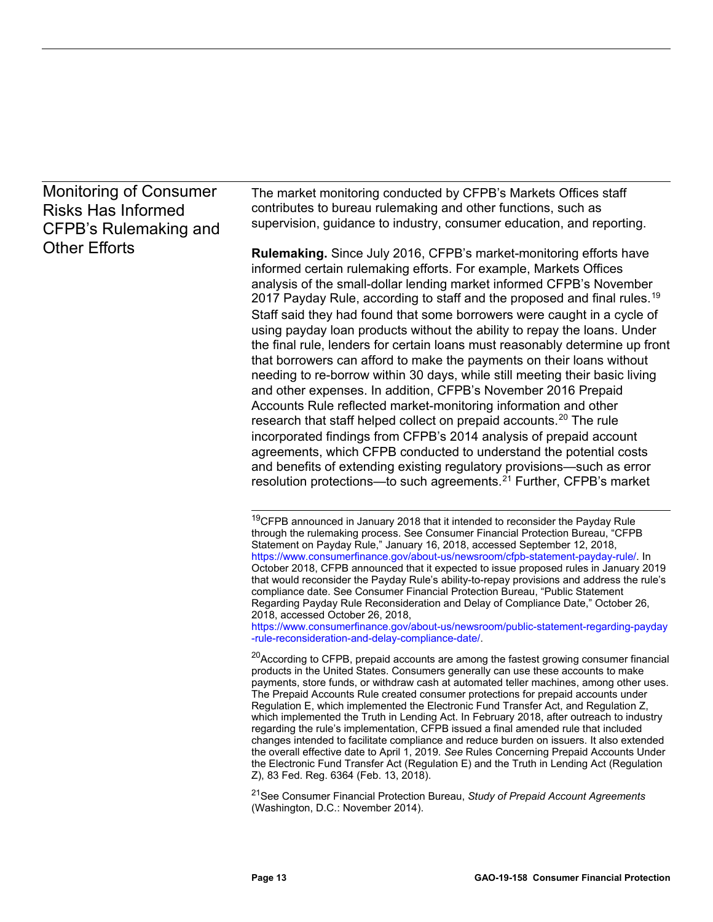## Monitoring of Consumer Risks Has Informed CFPB's Rulemaking and Other Efforts

The market monitoring conducted by CFPB's Markets Offices staff contributes to bureau rulemaking and other functions, such as supervision, guidance to industry, consumer education, and reporting.

**Rulemaking.** Since July 2016, CFPB's market-monitoring efforts have informed certain rulemaking efforts. For example, Markets Offices analysis of the small-dollar lending market informed CFPB's November 2017 Payday Rule, according to staff and the proposed and final rules.[19] Staff said they had found that some borrowers were caught in a cycle of using payday loan products without the ability to repay the loans. Under the final rule, lenders for certain loans must reasonably determine up front that borrowers can afford to make the payments on their loans without needing to re-borrow within 30 days, while still meeting their basic living and other expenses. In addition, CFPB's November 2016 Prepaid Accounts Rule reflected market-monitoring information and other research that staff helped collect on prepaid accounts.[20] The rule incorporated findings from CFPB's 2014 analysis of prepaid account agreements, which CFPB conducted to understand the potential costs and benefits of extending existing regulatory provisions—such as error resolution protections—to such agreements.[21] Further, CFPB's market

---

[19]CFPB announced in January 2018 that it intended to reconsider the Payday Rule through the rulemaking process. See Consumer Financial Protection Bureau, "CFPB Statement on Payday Rule," January 16, 2018, accessed September 12, 2018, https://www.consumerfinance.gov/about-us/newsroom/cfpb-statement-payday-rule/. In October 2018, CFPB announced that it expected to issue proposed rules in January 2019 that would reconsider the Payday Rule's ability-to-repay provisions and address the rule's compliance date. See Consumer Financial Protection Bureau, "Public Statement Regarding Payday Rule Reconsideration and Delay of Compliance Date," October 26, 2018, accessed October 26, 2018, https://www.consumerfinance.gov/about-us/newsroom/public-statement-regarding-payday-rule-reconsideration-and-delay-compliance-date/.

[20]According to CFPB, prepaid accounts are among the fastest growing consumer financial products in the United States. Consumers generally can use these accounts to make payments, store funds, or withdraw cash at automated teller machines, among other uses. The Prepaid Accounts Rule created consumer protections for prepaid accounts under Regulation E, which implemented the Electronic Fund Transfer Act, and Regulation Z, which implemented the Truth in Lending Act. In February 2018, after outreach to industry regarding the rule's implementation, CFPB issued a final amended rule that included changes intended to facilitate compliance and reduce burden on issuers. It also extended the overall effective date to April 1, 2019. *See* Rules Concerning Prepaid Accounts Under the Electronic Fund Transfer Act (Regulation E) and the Truth in Lending Act (Regulation Z), 83 Fed. Reg. 6364 (Feb. 13, 2018).

[21]See Consumer Financial Protection Bureau, *Study of Prepaid Account Agreements* (Washington, D.C.: November 2014).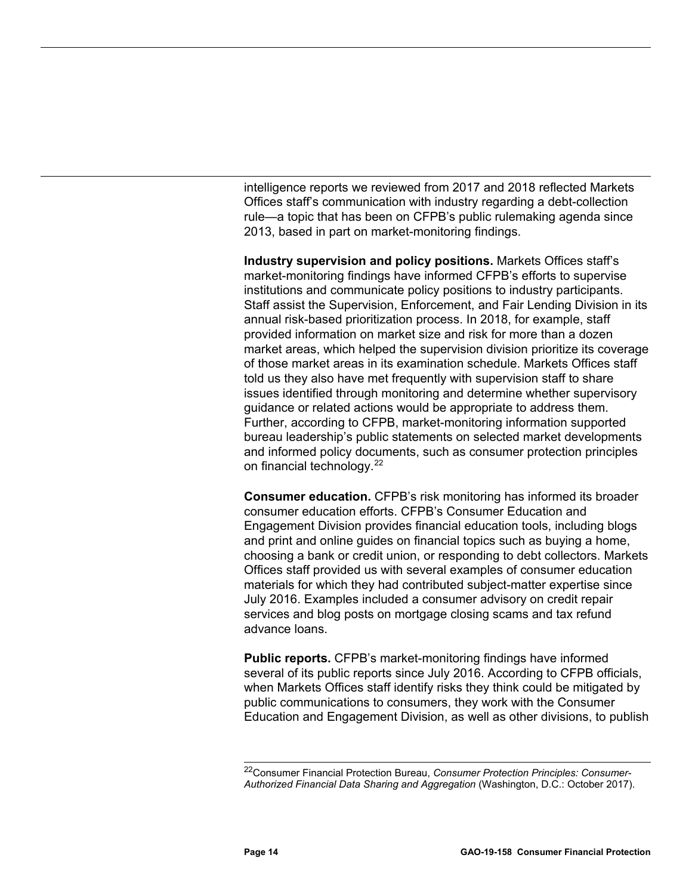intelligence reports we reviewed from 2017 and 2018 reflected Markets Offices staff's communication with industry regarding a debt-collection rule—a topic that has been on CFPB's public rulemaking agenda since 2013, based in part on market-monitoring findings.

**Industry supervision and policy positions.** Markets Offices staff's market-monitoring findings have informed CFPB's efforts to supervise institutions and communicate policy positions to industry participants. Staff assist the Supervision, Enforcement, and Fair Lending Division in its annual risk-based prioritization process. In 2018, for example, staff provided information on market size and risk for more than a dozen market areas, which helped the supervision division prioritize its coverage of those market areas in its examination schedule. Markets Offices staff told us they also have met frequently with supervision staff to share issues identified through monitoring and determine whether supervisory guidance or related actions would be appropriate to address them. Further, according to CFPB, market-monitoring information supported bureau leadership's public statements on selected market developments and informed policy documents, such as consumer protection principles on financial technology.[22]

**Consumer education.** CFPB's risk monitoring has informed its broader consumer education efforts. CFPB's Consumer Education and Engagement Division provides financial education tools, including blogs and print and online guides on financial topics such as buying a home, choosing a bank or credit union, or responding to debt collectors. Markets Offices staff provided us with several examples of consumer education materials for which they had contributed subject-matter expertise since July 2016. Examples included a consumer advisory on credit repair services and blog posts on mortgage closing scams and tax refund advance loans.

**Public reports.** CFPB's market-monitoring findings have informed several of its public reports since July 2016. According to CFPB officials, when Markets Offices staff identify risks they think could be mitigated by public communications to consumers, they work with the Consumer Education and Engagement Division, as well as other divisions, to publish

[22]Consumer Financial Protection Bureau, *Consumer Protection Principles: Consumer-Authorized Financial Data Sharing and Aggregation* (Washington, D.C.: October 2017).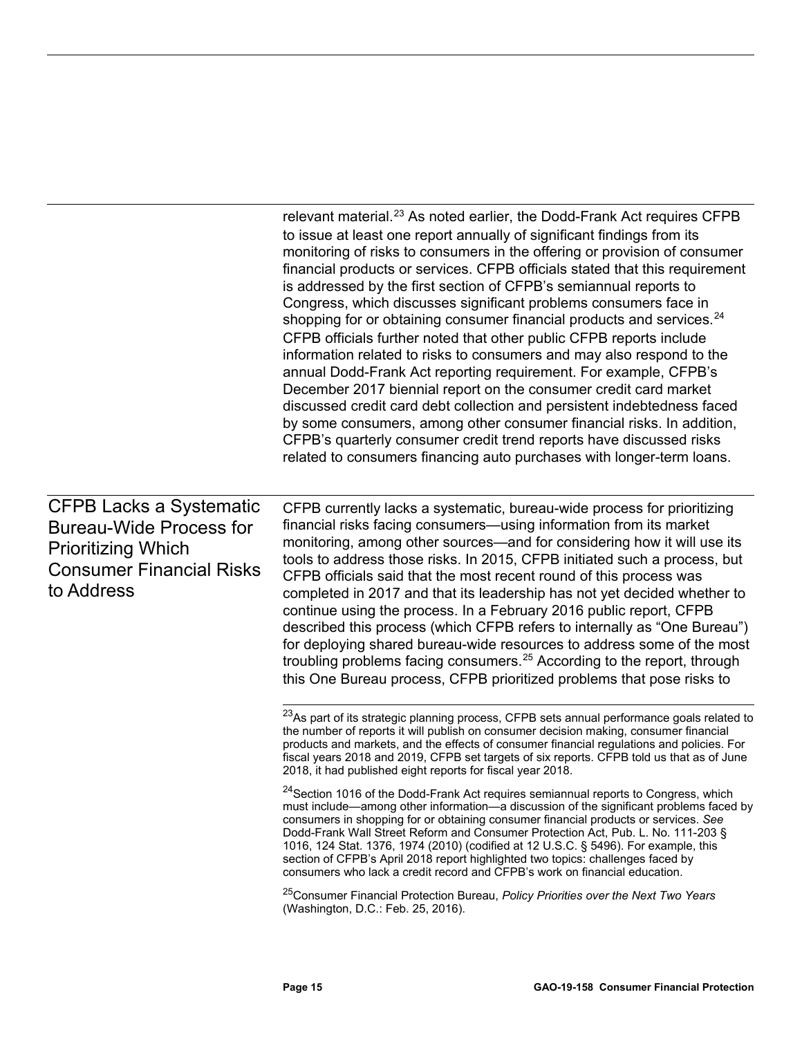relevant material.[23] As noted earlier, the Dodd-Frank Act requires CFPB to issue at least one report annually of significant findings from its monitoring of risks to consumers in the offering or provision of consumer financial products or services. CFPB officials stated that this requirement is addressed by the first section of CFPB's semiannual reports to Congress, which discusses significant problems consumers face in shopping for or obtaining consumer financial products and services.[24] CFPB officials further noted that other public CFPB reports include information related to risks to consumers and may also respond to the annual Dodd-Frank Act reporting requirement. For example, CFPB's December 2017 biennial report on the consumer credit card market discussed credit card debt collection and persistent indebtedness faced by some consumers, among other consumer financial risks. In addition, CFPB's quarterly consumer credit trend reports have discussed risks related to consumers financing auto purchases with longer-term loans.

## CFPB Lacks a Systematic Bureau-Wide Process for Prioritizing Which Consumer Financial Risks to Address

CFPB currently lacks a systematic, bureau-wide process for prioritizing financial risks facing consumers—using information from its market monitoring, among other sources—and for considering how it will use its tools to address those risks. In 2015, CFPB initiated such a process, but CFPB officials said that the most recent round of this process was completed in 2017 and that its leadership has not yet decided whether to continue using the process. In a February 2016 public report, CFPB described this process (which CFPB refers to internally as "One Bureau") for deploying shared bureau-wide resources to address some of the most troubling problems facing consumers.[25] According to the report, through this One Bureau process, CFPB prioritized problems that pose risks to

[23]As part of its strategic planning process, CFPB sets annual performance goals related to the number of reports it will publish on consumer decision making, consumer financial products and markets, and the effects of consumer financial regulations and policies. For fiscal years 2018 and 2019, CFPB set targets of six reports. CFPB told us that as of June 2018, it had published eight reports for fiscal year 2018.

[24]Section 1016 of the Dodd-Frank Act requires semiannual reports to Congress, which must include—among other information—a discussion of the significant problems faced by consumers in shopping for or obtaining consumer financial products or services. *See* Dodd-Frank Wall Street Reform and Consumer Protection Act, Pub. L. No. 111-203 § 1016, 124 Stat. 1376, 1974 (2010) (codified at 12 U.S.C. § 5496). For example, this section of CFPB's April 2018 report highlighted two topics: challenges faced by consumers who lack a credit record and CFPB's work on financial education.

[25]Consumer Financial Protection Bureau, *Policy Priorities over the Next Two Years* (Washington, D.C.: Feb. 25, 2016).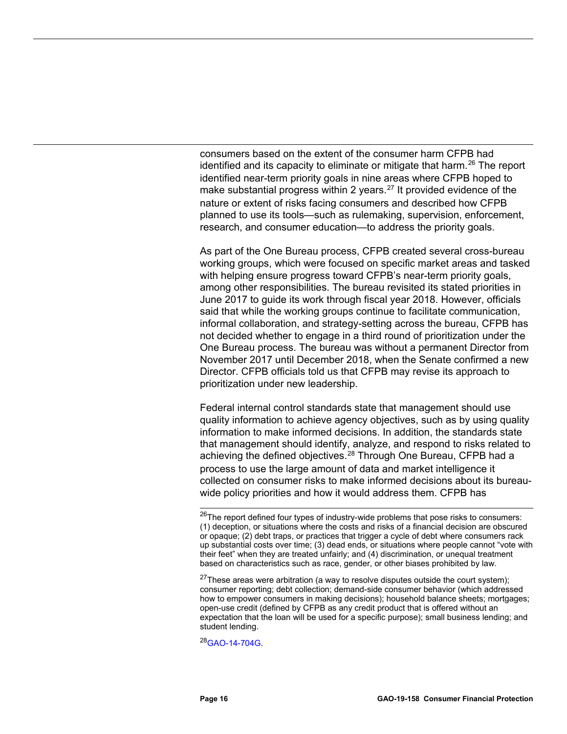consumers based on the extent of the consumer harm CFPB had identified and its capacity to eliminate or mitigate that harm.[26] The report identified near-term priority goals in nine areas where CFPB hoped to make substantial progress within 2 years.[27] It provided evidence of the nature or extent of risks facing consumers and described how CFPB planned to use its tools—such as rulemaking, supervision, enforcement, research, and consumer education—to address the priority goals.

As part of the One Bureau process, CFPB created several cross-bureau working groups, which were focused on specific market areas and tasked with helping ensure progress toward CFPB's near-term priority goals, among other responsibilities. The bureau revisited its stated priorities in June 2017 to guide its work through fiscal year 2018. However, officials said that while the working groups continue to facilitate communication, informal collaboration, and strategy-setting across the bureau, CFPB has not decided whether to engage in a third round of prioritization under the One Bureau process. The bureau was without a permanent Director from November 2017 until December 2018, when the Senate confirmed a new Director. CFPB officials told us that CFPB may revise its approach to prioritization under new leadership.

Federal internal control standards state that management should use quality information to achieve agency objectives, such as by using quality information to make informed decisions. In addition, the standards state that management should identify, analyze, and respond to risks related to achieving the defined objectives.[28] Through One Bureau, CFPB had a process to use the large amount of data and market intelligence it collected on consumer risks to make informed decisions about its bureau-wide policy priorities and how it would address them. CFPB has

---

[26] The report defined four types of industry-wide problems that pose risks to consumers: (1) deception, or situations where the costs and risks of a financial decision are obscured or opaque; (2) debt traps, or practices that trigger a cycle of debt where consumers rack up substantial costs over time; (3) dead ends, or situations where people cannot "vote with their feet" when they are treated unfairly; and (4) discrimination, or unequal treatment based on characteristics such as race, gender, or other biases prohibited by law.

[27] These areas were arbitration (a way to resolve disputes outside the court system); consumer reporting; debt collection; demand-side consumer behavior (which addressed how to empower consumers in making decisions); household balance sheets; mortgages; open-use credit (defined by CFPB as any credit product that is offered without an expectation that the loan will be used for a specific purpose); small business lending; and student lending.

[28] GAO-14-704G.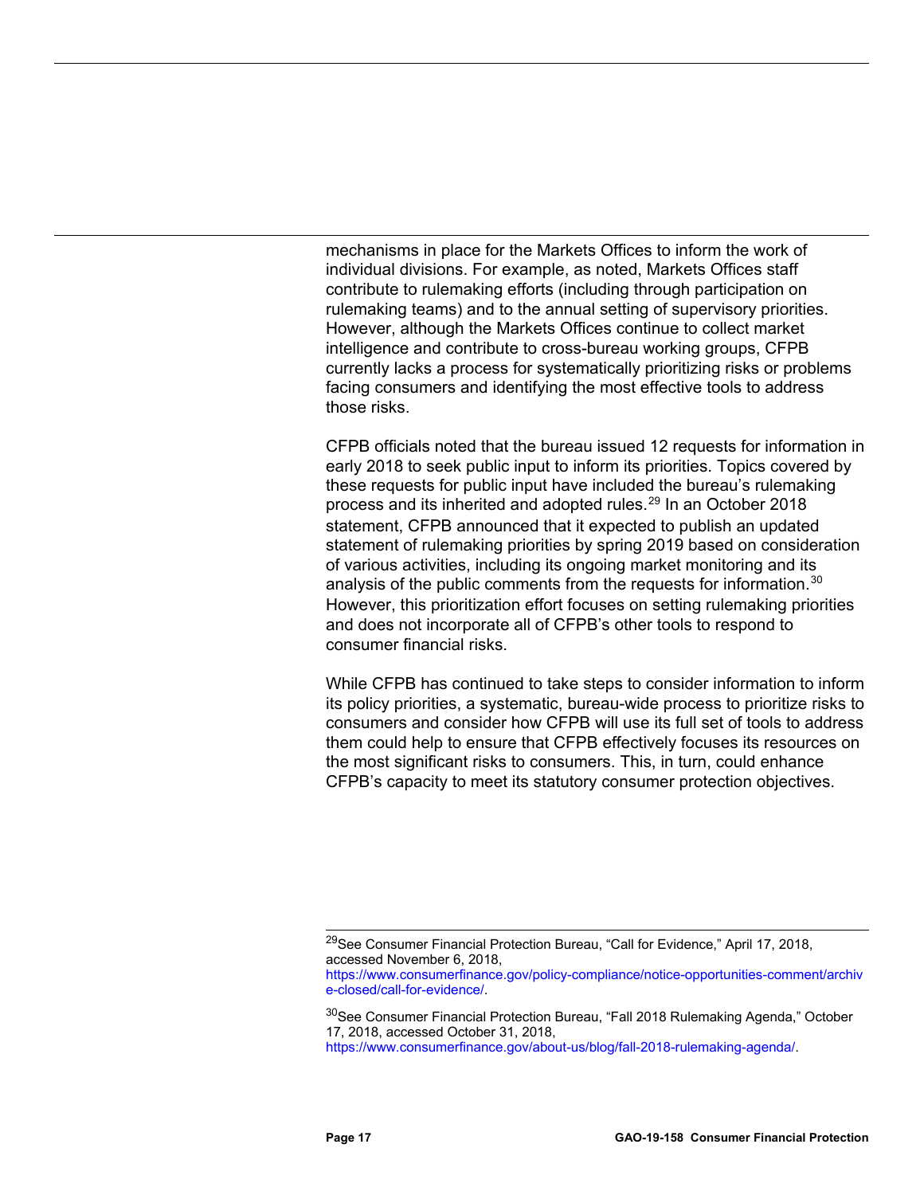mechanisms in place for the Markets Offices to inform the work of individual divisions. For example, as noted, Markets Offices staff contribute to rulemaking efforts (including through participation on rulemaking teams) and to the annual setting of supervisory priorities. However, although the Markets Offices continue to collect market intelligence and contribute to cross-bureau working groups, CFPB currently lacks a process for systematically prioritizing risks or problems facing consumers and identifying the most effective tools to address those risks.

CFPB officials noted that the bureau issued 12 requests for information in early 2018 to seek public input to inform its priorities. Topics covered by these requests for public input have included the bureau's rulemaking process and its inherited and adopted rules.[29] In an October 2018 statement, CFPB announced that it expected to publish an updated statement of rulemaking priorities by spring 2019 based on consideration of various activities, including its ongoing market monitoring and its analysis of the public comments from the requests for information.[30] However, this prioritization effort focuses on setting rulemaking priorities and does not incorporate all of CFPB's other tools to respond to consumer financial risks.

While CFPB has continued to take steps to consider information to inform its policy priorities, a systematic, bureau-wide process to prioritize risks to consumers and consider how CFPB will use its full set of tools to address them could help to ensure that CFPB effectively focuses its resources on the most significant risks to consumers. This, in turn, could enhance CFPB's capacity to meet its statutory consumer protection objectives.

---

[29]See Consumer Financial Protection Bureau, "Call for Evidence," April 17, 2018, accessed November 6, 2018, https://www.consumerfinance.gov/policy-compliance/notice-opportunities-comment/archive-closed/call-for-evidence/.

[30]See Consumer Financial Protection Bureau, "Fall 2018 Rulemaking Agenda," October 17, 2018, accessed October 31, 2018, https://www.consumerfinance.gov/about-us/blog/fall-2018-rulemaking-agenda/.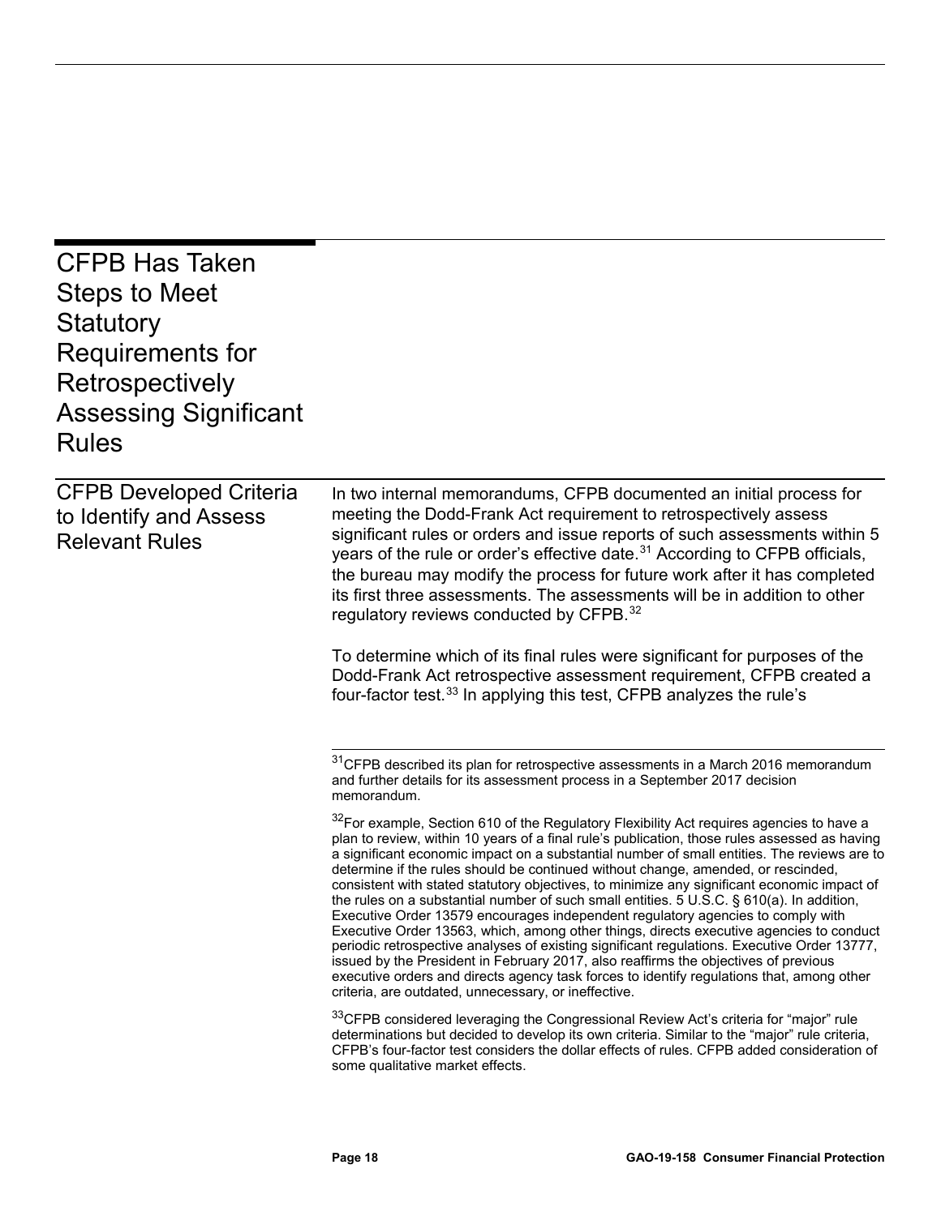## CFPB Has Taken Steps to Meet Statutory Requirements for Retrospectively Assessing Significant Rules

### CFPB Developed Criteria to Identify and Assess Relevant Rules

In two internal memorandums, CFPB documented an initial process for meeting the Dodd-Frank Act requirement to retrospectively assess significant rules or orders and issue reports of such assessments within 5 years of the rule or order's effective date.[31] According to CFPB officials, the bureau may modify the process for future work after it has completed its first three assessments. The assessments will be in addition to other regulatory reviews conducted by CFPB.[32]

To determine which of its final rules were significant for purposes of the Dodd-Frank Act retrospective assessment requirement, CFPB created a four-factor test.[33] In applying this test, CFPB analyzes the rule's

---

[31]CFPB described its plan for retrospective assessments in a March 2016 memorandum and further details for its assessment process in a September 2017 decision memorandum.

[32]For example, Section 610 of the Regulatory Flexibility Act requires agencies to have a plan to review, within 10 years of a final rule's publication, those rules assessed as having a significant economic impact on a substantial number of small entities. The reviews are to determine if the rules should be continued without change, amended, or rescinded, consistent with stated statutory objectives, to minimize any significant economic impact of the rules on a substantial number of such small entities. 5 U.S.C. § 610(a). In addition, Executive Order 13579 encourages independent regulatory agencies to comply with Executive Order 13563, which, among other things, directs executive agencies to conduct periodic retrospective analyses of existing significant regulations. Executive Order 13777, issued by the President in February 2017, also reaffirms the objectives of previous executive orders and directs agency task forces to identify regulations that, among other criteria, are outdated, unnecessary, or ineffective.

[33]CFPB considered leveraging the Congressional Review Act's criteria for "major" rule determinations but decided to develop its own criteria. Similar to the "major" rule criteria, CFPB's four-factor test considers the dollar effects of rules. CFPB added consideration of some qualitative market effects.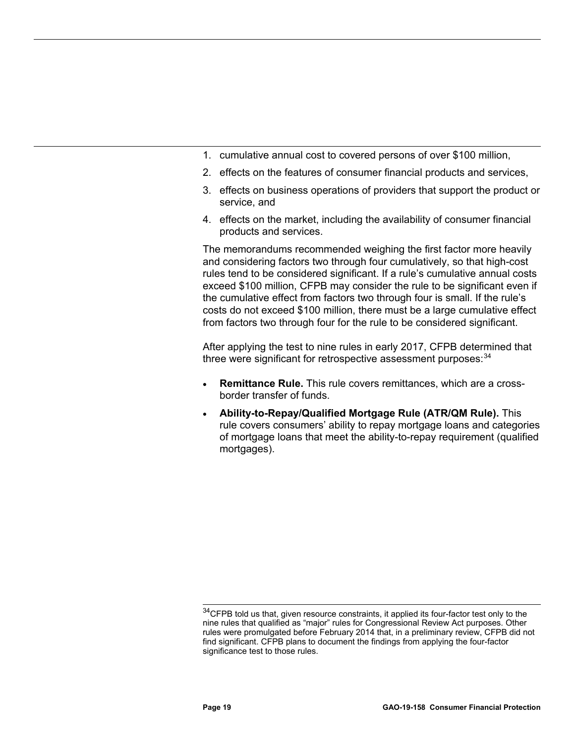1. cumulative annual cost to covered persons of over $100 million,
2. effects on the features of consumer financial products and services,
3. effects on business operations of providers that support the product or service, and
4. effects on the market, including the availability of consumer financial products and services.

The memorandums recommended weighing the first factor more heavily and considering factors two through four cumulatively, so that high-cost rules tend to be considered significant. If a rule's cumulative annual costs exceed $100 million, CFPB may consider the rule to be significant even if the cumulative effect from factors two through four is small. If the rule's costs do not exceed $100 million, there must be a large cumulative effect from factors two through four for the rule to be considered significant.

After applying the test to nine rules in early 2017, CFPB determined that three were significant for retrospective assessment purposes:[34]

- **Remittance Rule.** This rule covers remittances, which are a cross-border transfer of funds.
- **Ability-to-Repay/Qualified Mortgage Rule (ATR/QM Rule).** This rule covers consumers' ability to repay mortgage loans and categories of mortgage loans that meet the ability-to-repay requirement (qualified mortgages).

[34]CFPB told us that, given resource constraints, it applied its four-factor test only to the nine rules that qualified as "major" rules for Congressional Review Act purposes. Other rules were promulgated before February 2014 that, in a preliminary review, CFPB did not find significant. CFPB plans to document the findings from applying the four-factor significance test to those rules.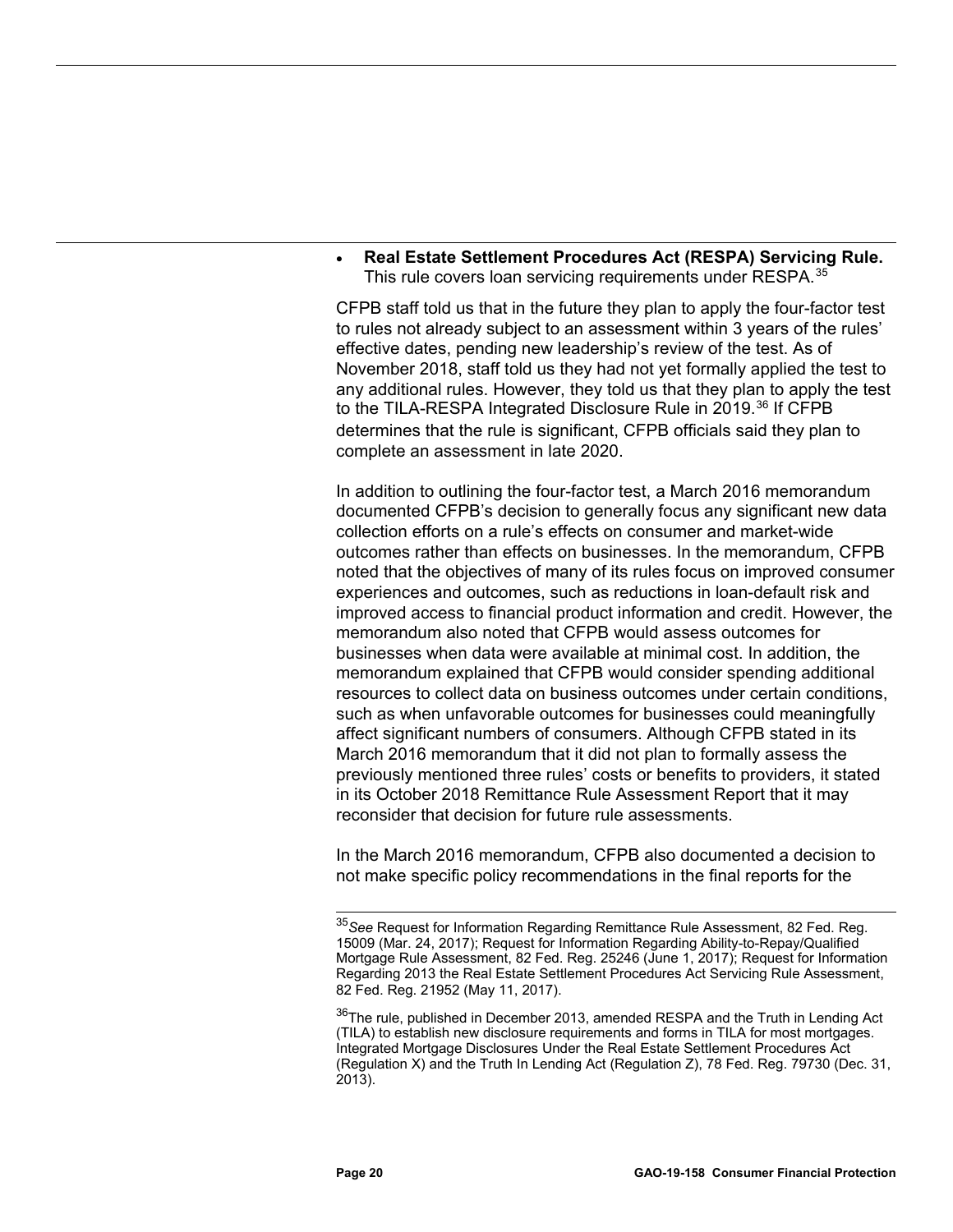- **Real Estate Settlement Procedures Act (RESPA) Servicing Rule.** This rule covers loan servicing requirements under RESPA.[35]

CFPB staff told us that in the future they plan to apply the four-factor test to rules not already subject to an assessment within 3 years of the rules' effective dates, pending new leadership's review of the test. As of November 2018, staff told us they had not yet formally applied the test to any additional rules. However, they told us that they plan to apply the test to the TILA-RESPA Integrated Disclosure Rule in 2019.[36] If CFPB determines that the rule is significant, CFPB officials said they plan to complete an assessment in late 2020.

In addition to outlining the four-factor test, a March 2016 memorandum documented CFPB's decision to generally focus any significant new data collection efforts on a rule's effects on consumer and market-wide outcomes rather than effects on businesses. In the memorandum, CFPB noted that the objectives of many of its rules focus on improved consumer experiences and outcomes, such as reductions in loan-default risk and improved access to financial product information and credit. However, the memorandum also noted that CFPB would assess outcomes for businesses when data were available at minimal cost. In addition, the memorandum explained that CFPB would consider spending additional resources to collect data on business outcomes under certain conditions, such as when unfavorable outcomes for businesses could meaningfully affect significant numbers of consumers. Although CFPB stated in its March 2016 memorandum that it did not plan to formally assess the previously mentioned three rules' costs or benefits to providers, it stated in its October 2018 Remittance Rule Assessment Report that it may reconsider that decision for future rule assessments.

In the March 2016 memorandum, CFPB also documented a decision to not make specific policy recommendations in the final reports for the

[35]*See* Request for Information Regarding Remittance Rule Assessment, 82 Fed. Reg. 15009 (Mar. 24, 2017); Request for Information Regarding Ability-to-Repay/Qualified Mortgage Rule Assessment, 82 Fed. Reg. 25246 (June 1, 2017); Request for Information Regarding 2013 the Real Estate Settlement Procedures Act Servicing Rule Assessment, 82 Fed. Reg. 21952 (May 11, 2017).

[36]The rule, published in December 2013, amended RESPA and the Truth in Lending Act (TILA) to establish new disclosure requirements and forms in TILA for most mortgages. Integrated Mortgage Disclosures Under the Real Estate Settlement Procedures Act (Regulation X) and the Truth In Lending Act (Regulation Z), 78 Fed. Reg. 79730 (Dec. 31, 2013).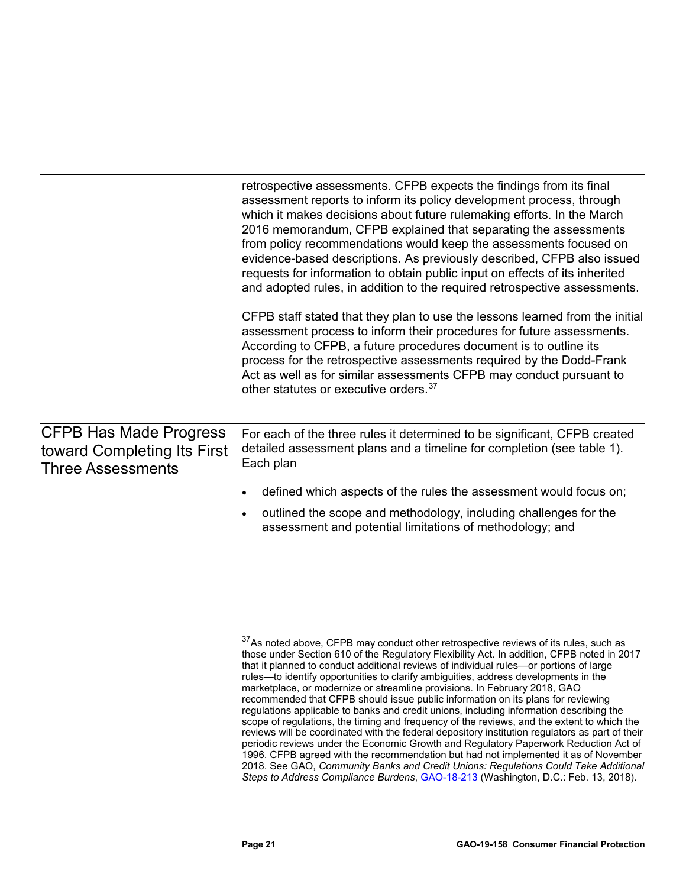retrospective assessments. CFPB expects the findings from its final assessment reports to inform its policy development process, through which it makes decisions about future rulemaking efforts. In the March 2016 memorandum, CFPB explained that separating the assessments from policy recommendations would keep the assessments focused on evidence-based descriptions. As previously described, CFPB also issued requests for information to obtain public input on effects of its inherited and adopted rules, in addition to the required retrospective assessments.

CFPB staff stated that they plan to use the lessons learned from the initial assessment process to inform their procedures for future assessments. According to CFPB, a future procedures document is to outline its process for the retrospective assessments required by the Dodd-Frank Act as well as for similar assessments CFPB may conduct pursuant to other statutes or executive orders.[37]

## CFPB Has Made Progress toward Completing Its First Three Assessments

For each of the three rules it determined to be significant, CFPB created detailed assessment plans and a timeline for completion (see table 1). Each plan

- defined which aspects of the rules the assessment would focus on;
- outlined the scope and methodology, including challenges for the assessment and potential limitations of methodology; and

[37]As noted above, CFPB may conduct other retrospective reviews of its rules, such as those under Section 610 of the Regulatory Flexibility Act. In addition, CFPB noted in 2017 that it planned to conduct additional reviews of individual rules—or portions of large rules—to identify opportunities to clarify ambiguities, address developments in the marketplace, or modernize or streamline provisions. In February 2018, GAO recommended that CFPB should issue public information on its plans for reviewing regulations applicable to banks and credit unions, including information describing the scope of regulations, the timing and frequency of the reviews, and the extent to which the reviews will be coordinated with the federal depository institution regulators as part of their periodic reviews under the Economic Growth and Regulatory Paperwork Reduction Act of 1996. CFPB agreed with the recommendation but had not implemented it as of November 2018. See GAO, *Community Banks and Credit Unions: Regulations Could Take Additional Steps to Address Compliance Burdens*, GAO-18-213 (Washington, D.C.: Feb. 13, 2018).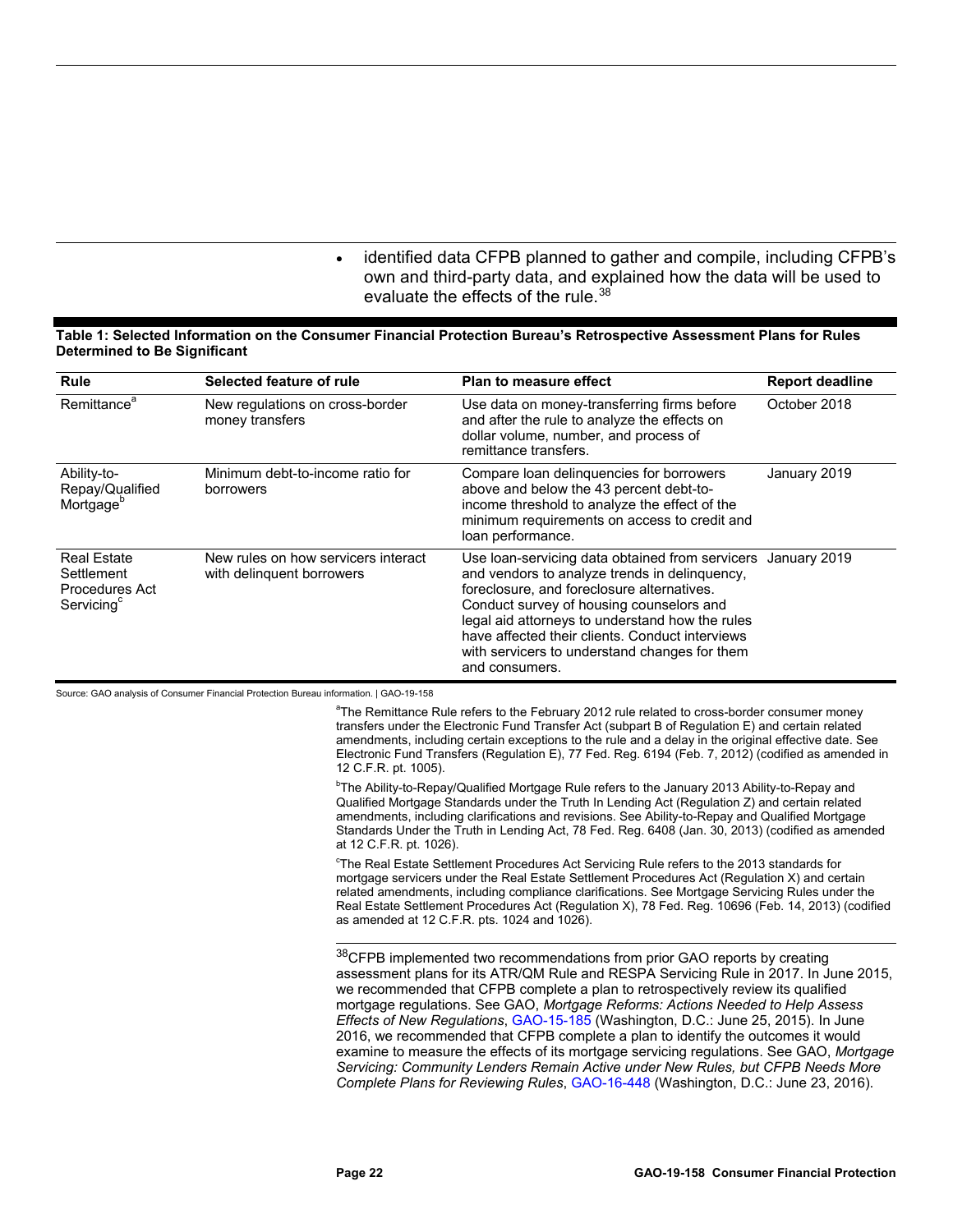- identified data CFPB planned to gather and compile, including CFPB's own and third-party data, and explained how the data will be used to evaluate the effects of the rule.[38]

**Table 1: Selected Information on the Consumer Financial Protection Bureau's Retrospective Assessment Plans for Rules Determined to Be Significant**

| Rule | Selected feature of rule | Plan to measure effect | Report deadline |
|---|---|---|---|
| Remittance[a] | New regulations on cross-border money transfers | Use data on money-transferring firms before and after the rule to analyze the effects on dollar volume, number, and process of remittance transfers. | October 2018 |
| Ability-to-Repay/Qualified Mortgage[b] | Minimum debt-to-income ratio for borrowers | Compare loan delinquencies for borrowers above and below the 43 percent debt-to-income threshold to analyze the effect of the minimum requirements on access to credit and loan performance. | January 2019 |
| Real Estate Settlement Procedures Act Servicing[c] | New rules on how servicers interact with delinquent borrowers | Use loan-servicing data obtained from servicers and vendors to analyze trends in delinquency, foreclosure, and foreclosure alternatives. Conduct survey of housing counselors and legal aid attorneys to understand how the rules have affected their clients. Conduct interviews with servicers to understand changes for them and consumers. | January 2019 |

Source: GAO analysis of Consumer Financial Protection Bureau information. | GAO-19-158

[a]The Remittance Rule refers to the February 2012 rule related to cross-border consumer money transfers under the Electronic Fund Transfer Act (subpart B of Regulation E) and certain related amendments, including certain exceptions to the rule and a delay in the original effective date. See Electronic Fund Transfers (Regulation E), 77 Fed. Reg. 6194 (Feb. 7, 2012) (codified as amended in 12 C.F.R. pt. 1005).

[b]The Ability-to-Repay/Qualified Mortgage Rule refers to the January 2013 Ability-to-Repay and Qualified Mortgage Standards under the Truth In Lending Act (Regulation Z) and certain related amendments, including clarifications and revisions. See Ability-to-Repay and Qualified Mortgage Standards Under the Truth in Lending Act, 78 Fed. Reg. 6408 (Jan. 30, 2013) (codified as amended at 12 C.F.R. pt. 1026).

[c]The Real Estate Settlement Procedures Act Servicing Rule refers to the 2013 standards for mortgage servicers under the Real Estate Settlement Procedures Act (Regulation X) and certain related amendments, including compliance clarifications. See Mortgage Servicing Rules under the Real Estate Settlement Procedures Act (Regulation X), 78 Fed. Reg. 10696 (Feb. 14, 2013) (codified as amended at 12 C.F.R. pts. 1024 and 1026).

[38]CFPB implemented two recommendations from prior GAO reports by creating assessment plans for its ATR/QM Rule and RESPA Servicing Rule in 2017. In June 2015, we recommended that CFPB complete a plan to retrospectively review its qualified mortgage regulations. See GAO, *Mortgage Reforms: Actions Needed to Help Assess Effects of New Regulations*, GAO-15-185 (Washington, D.C.: June 25, 2015). In June 2016, we recommended that CFPB complete a plan to identify the outcomes it would examine to measure the effects of its mortgage servicing regulations. See GAO, *Mortgage Servicing: Community Lenders Remain Active under New Rules, but CFPB Needs More Complete Plans for Reviewing Rules*, GAO-16-448 (Washington, D.C.: June 23, 2016).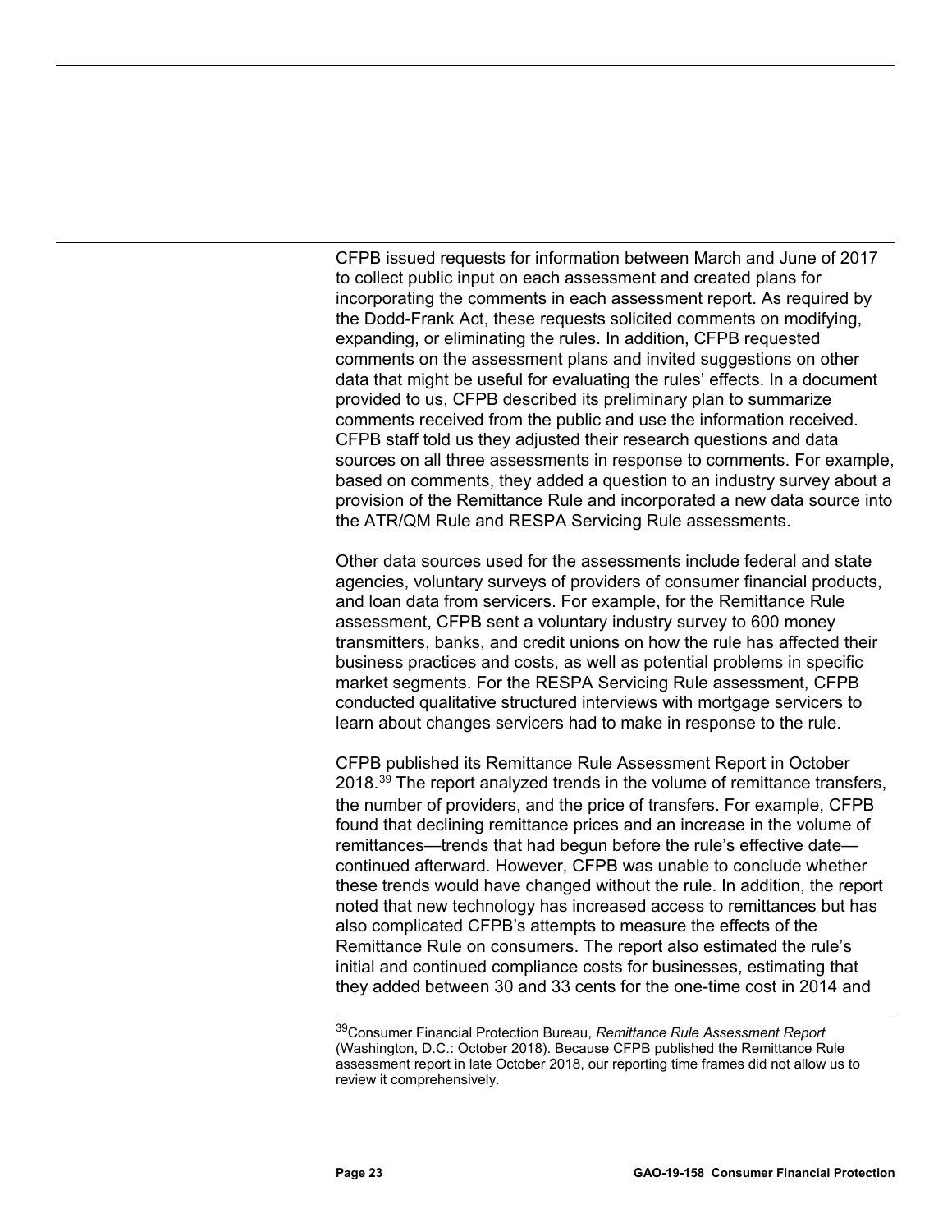CFPB issued requests for information between March and June of 2017 to collect public input on each assessment and created plans for incorporating the comments in each assessment report. As required by the Dodd-Frank Act, these requests solicited comments on modifying, expanding, or eliminating the rules. In addition, CFPB requested comments on the assessment plans and invited suggestions on other data that might be useful for evaluating the rules' effects. In a document provided to us, CFPB described its preliminary plan to summarize comments received from the public and use the information received. CFPB staff told us they adjusted their research questions and data sources on all three assessments in response to comments. For example, based on comments, they added a question to an industry survey about a provision of the Remittance Rule and incorporated a new data source into the ATR/QM Rule and RESPA Servicing Rule assessments.

Other data sources used for the assessments include federal and state agencies, voluntary surveys of providers of consumer financial products, and loan data from servicers. For example, for the Remittance Rule assessment, CFPB sent a voluntary industry survey to 600 money transmitters, banks, and credit unions on how the rule has affected their business practices and costs, as well as potential problems in specific market segments. For the RESPA Servicing Rule assessment, CFPB conducted qualitative structured interviews with mortgage servicers to learn about changes servicers had to make in response to the rule.

CFPB published its Remittance Rule Assessment Report in October 2018.[39] The report analyzed trends in the volume of remittance transfers, the number of providers, and the price of transfers. For example, CFPB found that declining remittance prices and an increase in the volume of remittances—trends that had begun before the rule's effective date—continued afterward. However, CFPB was unable to conclude whether these trends would have changed without the rule. In addition, the report noted that new technology has increased access to remittances but has also complicated CFPB's attempts to measure the effects of the Remittance Rule on consumers. The report also estimated the rule's initial and continued compliance costs for businesses, estimating that they added between 30 and 33 cents for the one-time cost in 2014 and

[39]Consumer Financial Protection Bureau, *Remittance Rule Assessment Report* (Washington, D.C.: October 2018). Because CFPB published the Remittance Rule assessment report in late October 2018, our reporting time frames did not allow us to review it comprehensively.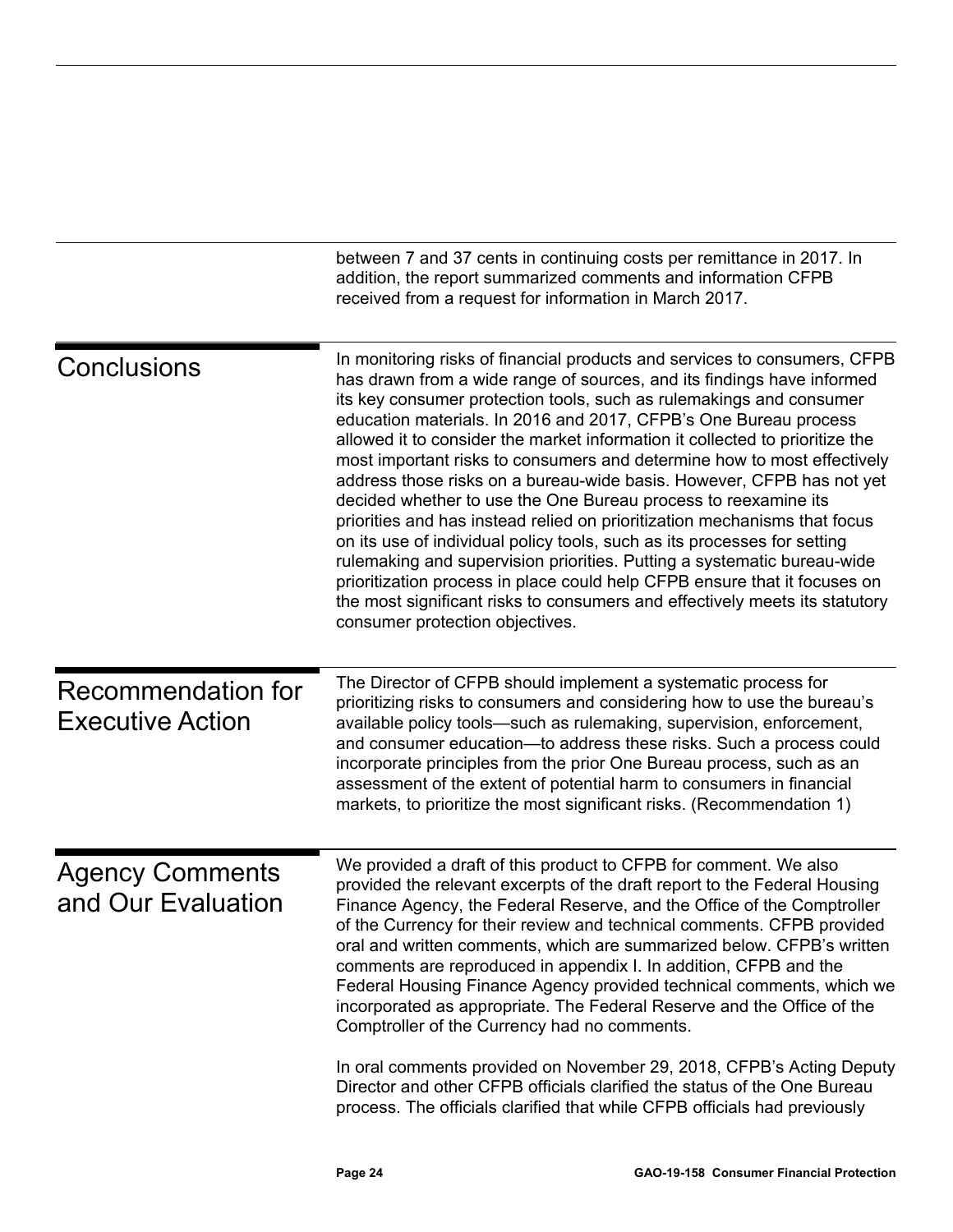between 7 and 37 cents in continuing costs per remittance in 2017. In addition, the report summarized comments and information CFPB received from a request for information in March 2017.

## Conclusions

In monitoring risks of financial products and services to consumers, CFPB has drawn from a wide range of sources, and its findings have informed its key consumer protection tools, such as rulemakings and consumer education materials. In 2016 and 2017, CFPB's One Bureau process allowed it to consider the market information it collected to prioritize the most important risks to consumers and determine how to most effectively address those risks on a bureau-wide basis. However, CFPB has not yet decided whether to use the One Bureau process to reexamine its priorities and has instead relied on prioritization mechanisms that focus on its use of individual policy tools, such as its processes for setting rulemaking and supervision priorities. Putting a systematic bureau-wide prioritization process in place could help CFPB ensure that it focuses on the most significant risks to consumers and effectively meets its statutory consumer protection objectives.

## Recommendation for Executive Action

The Director of CFPB should implement a systematic process for prioritizing risks to consumers and considering how to use the bureau's available policy tools—such as rulemaking, supervision, enforcement, and consumer education—to address these risks. Such a process could incorporate principles from the prior One Bureau process, such as an assessment of the extent of potential harm to consumers in financial markets, to prioritize the most significant risks. (Recommendation 1)

## Agency Comments and Our Evaluation

We provided a draft of this product to CFPB for comment. We also provided the relevant excerpts of the draft report to the Federal Housing Finance Agency, the Federal Reserve, and the Office of the Comptroller of the Currency for their review and technical comments. CFPB provided oral and written comments, which are summarized below. CFPB's written comments are reproduced in appendix I. In addition, CFPB and the Federal Housing Finance Agency provided technical comments, which we incorporated as appropriate. The Federal Reserve and the Office of the Comptroller of the Currency had no comments.

In oral comments provided on November 29, 2018, CFPB's Acting Deputy Director and other CFPB officials clarified the status of the One Bureau process. The officials clarified that while CFPB officials had previously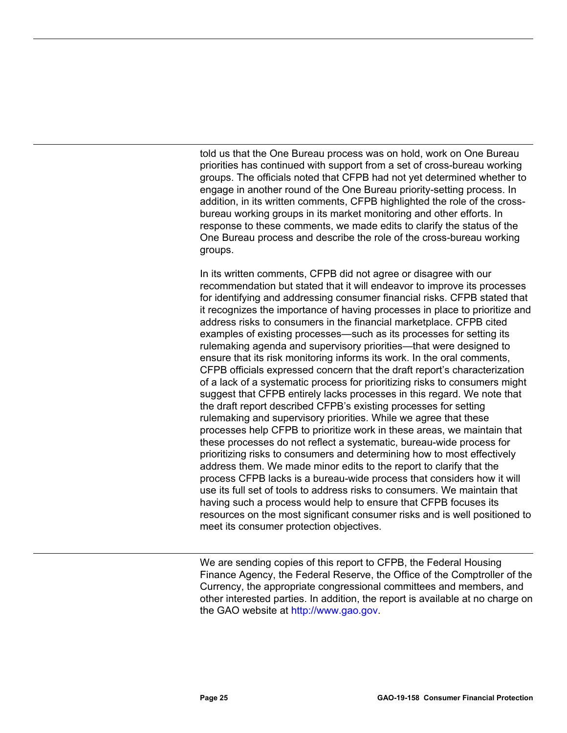told us that the One Bureau process was on hold, work on One Bureau priorities has continued with support from a set of cross-bureau working groups. The officials noted that CFPB had not yet determined whether to engage in another round of the One Bureau priority-setting process. In addition, in its written comments, CFPB highlighted the role of the cross-bureau working groups in its market monitoring and other efforts. In response to these comments, we made edits to clarify the status of the One Bureau process and describe the role of the cross-bureau working groups.

In its written comments, CFPB did not agree or disagree with our recommendation but stated that it will endeavor to improve its processes for identifying and addressing consumer financial risks. CFPB stated that it recognizes the importance of having processes in place to prioritize and address risks to consumers in the financial marketplace. CFPB cited examples of existing processes—such as its processes for setting its rulemaking agenda and supervisory priorities—that were designed to ensure that its risk monitoring informs its work. In the oral comments, CFPB officials expressed concern that the draft report's characterization of a lack of a systematic process for prioritizing risks to consumers might suggest that CFPB entirely lacks processes in this regard. We note that the draft report described CFPB's existing processes for setting rulemaking and supervisory priorities. While we agree that these processes help CFPB to prioritize work in these areas, we maintain that these processes do not reflect a systematic, bureau-wide process for prioritizing risks to consumers and determining how to most effectively address them. We made minor edits to the report to clarify that the process CFPB lacks is a bureau-wide process that considers how it will use its full set of tools to address risks to consumers. We maintain that having such a process would help to ensure that CFPB focuses its resources on the most significant consumer risks and is well positioned to meet its consumer protection objectives.

We are sending copies of this report to CFPB, the Federal Housing Finance Agency, the Federal Reserve, the Office of the Comptroller of the Currency, the appropriate congressional committees and members, and other interested parties. In addition, the report is available at no charge on the GAO website at http://www.gao.gov.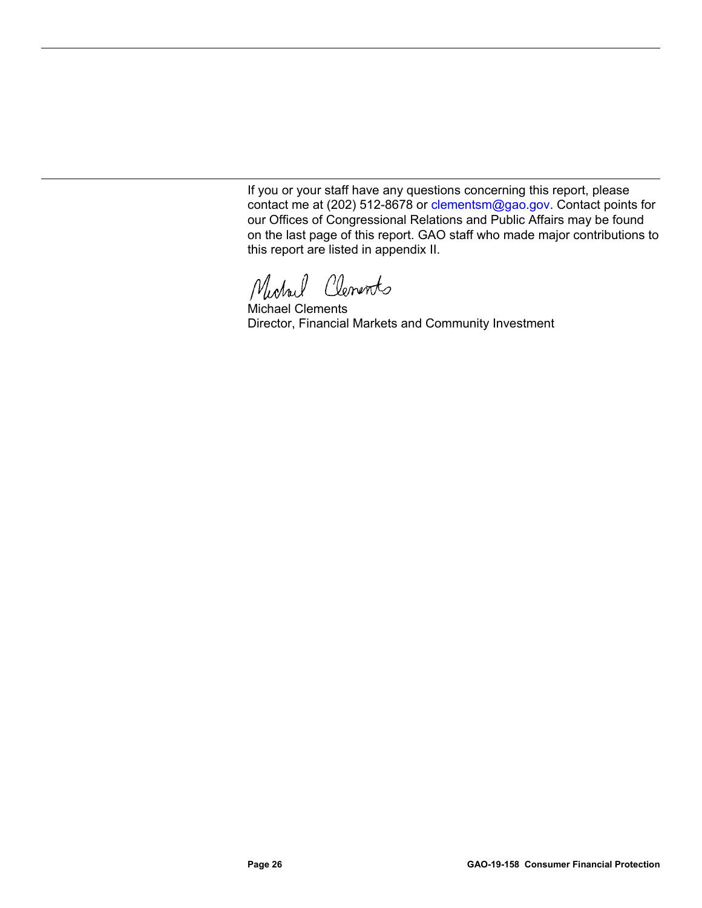If you or your staff have any questions concerning this report, please contact me at (202) 512-8678 or clementsm@gao.gov. Contact points for our Offices of Congressional Relations and Public Affairs may be found on the last page of this report. GAO staff who made major contributions to this report are listed in appendix II.

Michael Clements
Director, Financial Markets and Community Investment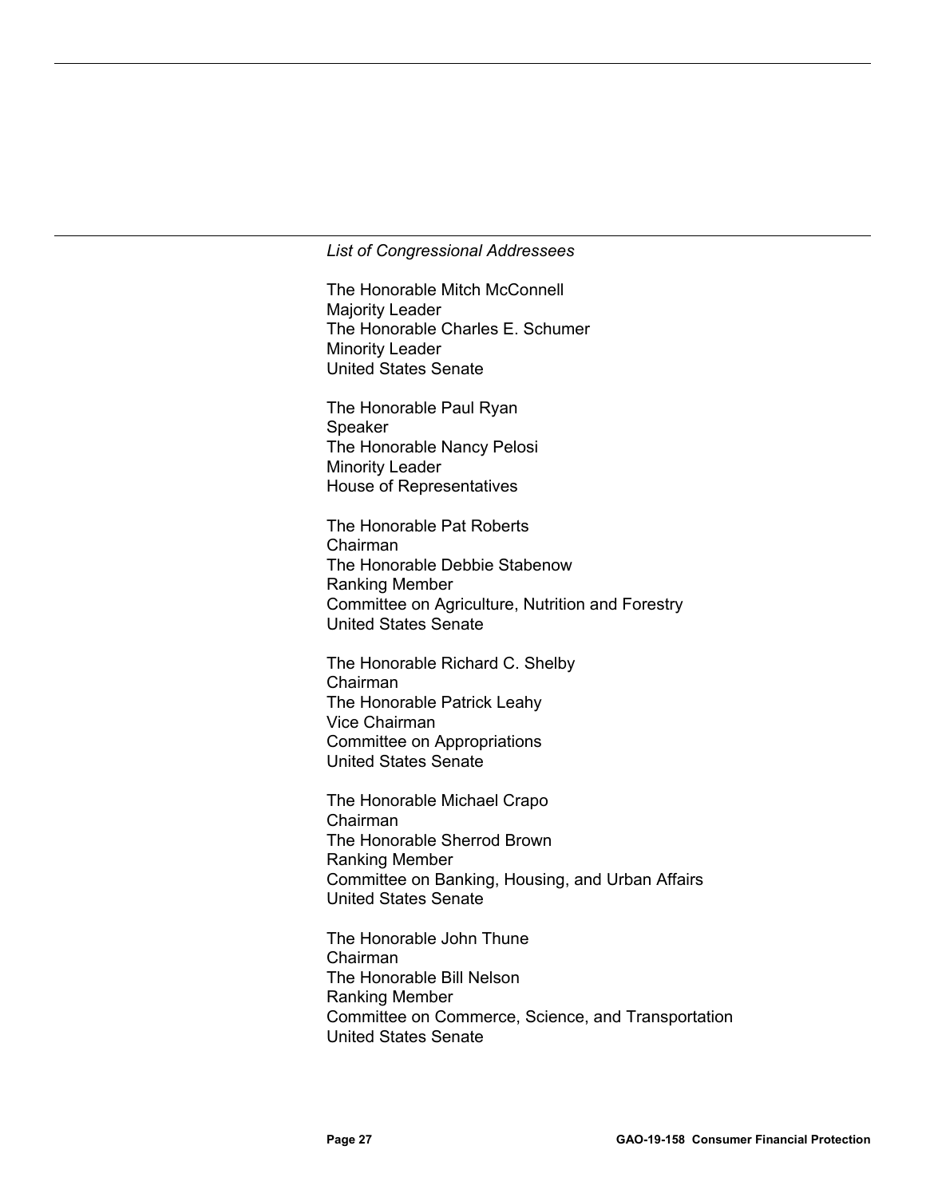*List of Congressional Addressees*

The Honorable Mitch McConnell
Majority Leader
The Honorable Charles E. Schumer
Minority Leader
United States Senate

The Honorable Paul Ryan
Speaker
The Honorable Nancy Pelosi
Minority Leader
House of Representatives

The Honorable Pat Roberts
Chairman
The Honorable Debbie Stabenow
Ranking Member
Committee on Agriculture, Nutrition and Forestry
United States Senate

The Honorable Richard C. Shelby
Chairman
The Honorable Patrick Leahy
Vice Chairman
Committee on Appropriations
United States Senate

The Honorable Michael Crapo
Chairman
The Honorable Sherrod Brown
Ranking Member
Committee on Banking, Housing, and Urban Affairs
United States Senate

The Honorable John Thune
Chairman
The Honorable Bill Nelson
Ranking Member
Committee on Commerce, Science, and Transportation
United States Senate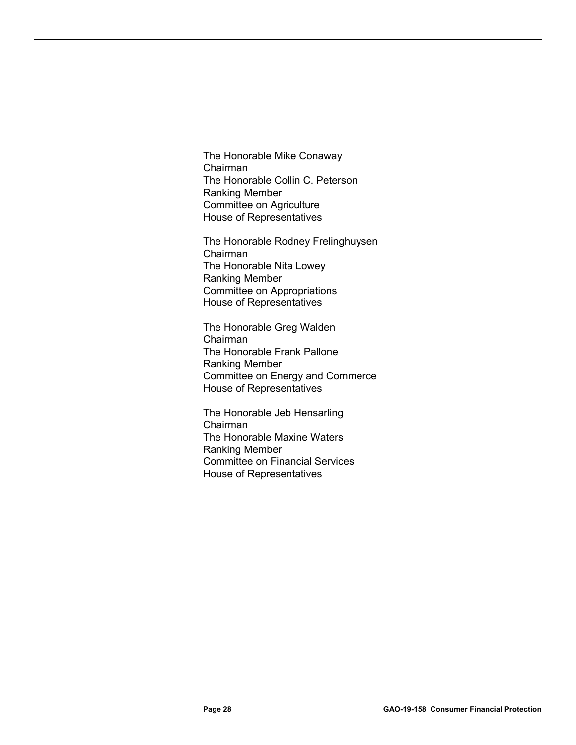The Honorable Mike Conaway
Chairman
The Honorable Collin C. Peterson
Ranking Member
Committee on Agriculture
House of Representatives

The Honorable Rodney Frelinghuysen
Chairman
The Honorable Nita Lowey
Ranking Member
Committee on Appropriations
House of Representatives

The Honorable Greg Walden
Chairman
The Honorable Frank Pallone
Ranking Member
Committee on Energy and Commerce
House of Representatives

The Honorable Jeb Hensarling
Chairman
The Honorable Maxine Waters
Ranking Member
Committee on Financial Services
House of Representatives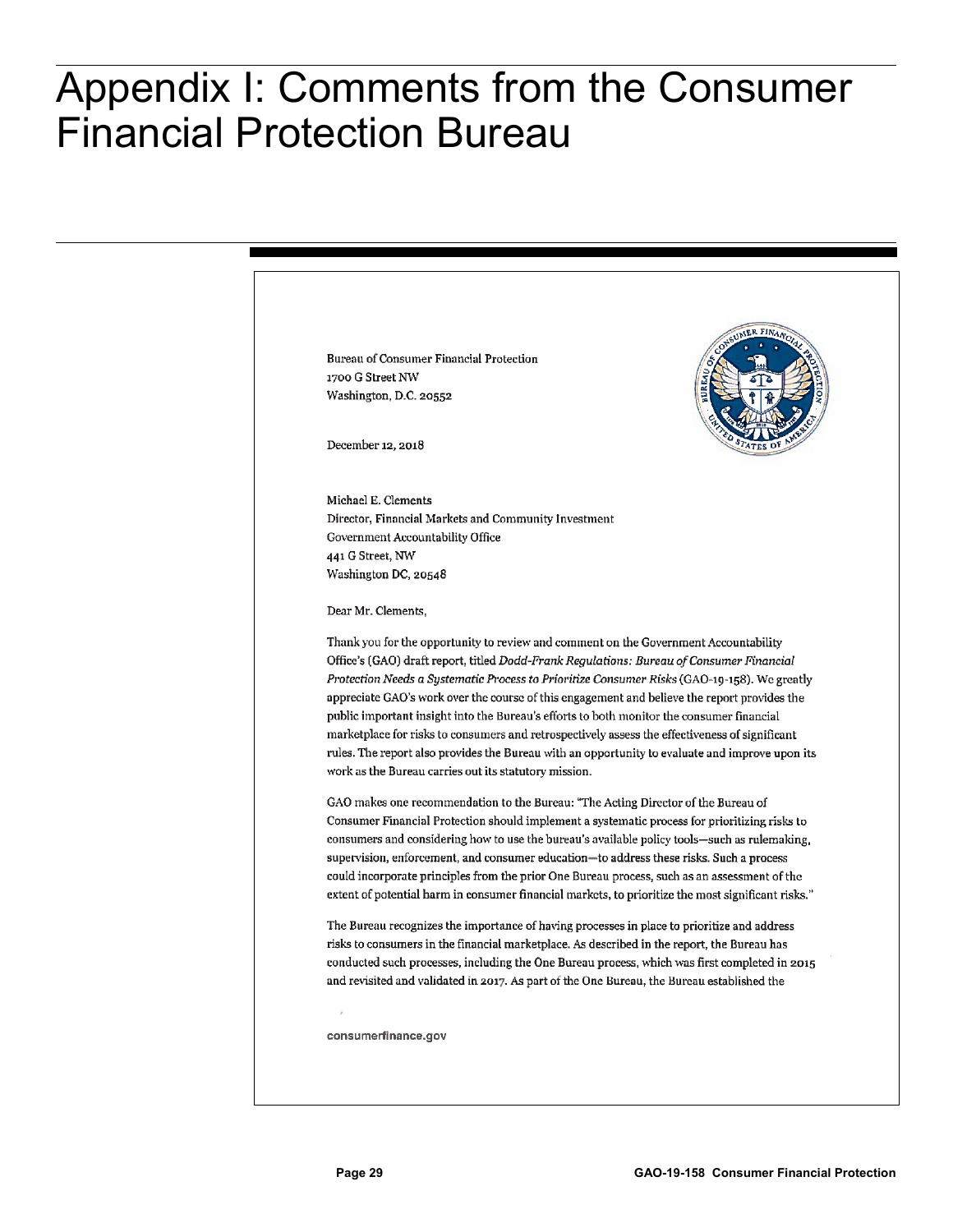# Appendix I: Comments from the Consumer Financial Protection Bureau

Bureau of Consumer Financial Protection
1700 G Street NW
Washington, D.C. 20552

December 12, 2018

Michael E. Clements
Director, Financial Markets and Community Investment
Government Accountability Office
441 G Street, NW
Washington DC, 20548

Dear Mr. Clements,

Thank you for the opportunity to review and comment on the Government Accountability Office's (GAO) draft report, titled *Dodd-Frank Regulations: Bureau of Consumer Financial Protection Needs a Systematic Process to Prioritize Consumer Risks* (GAO-19-158). We greatly appreciate GAO's work over the course of this engagement and believe the report provides the public important insight into the Bureau's efforts to both monitor the consumer financial marketplace for risks to consumers and retrospectively assess the effectiveness of significant rules. The report also provides the Bureau with an opportunity to evaluate and improve upon its work as the Bureau carries out its statutory mission.

GAO makes one recommendation to the Bureau: "The Acting Director of the Bureau of Consumer Financial Protection should implement a systematic process for prioritizing risks to consumers and considering how to use the bureau's available policy tools—such as rulemaking, supervision, enforcement, and consumer education—to address these risks. Such a process could incorporate principles from the prior One Bureau process, such as an assessment of the extent of potential harm in consumer financial markets, to prioritize the most significant risks."

The Bureau recognizes the importance of having processes in place to prioritize and address risks to consumers in the financial marketplace. As described in the report, the Bureau has conducted such processes, including the One Bureau process, which was first completed in 2015 and revisited and validated in 2017. As part of the One Bureau, the Bureau established the

consumerfinance.gov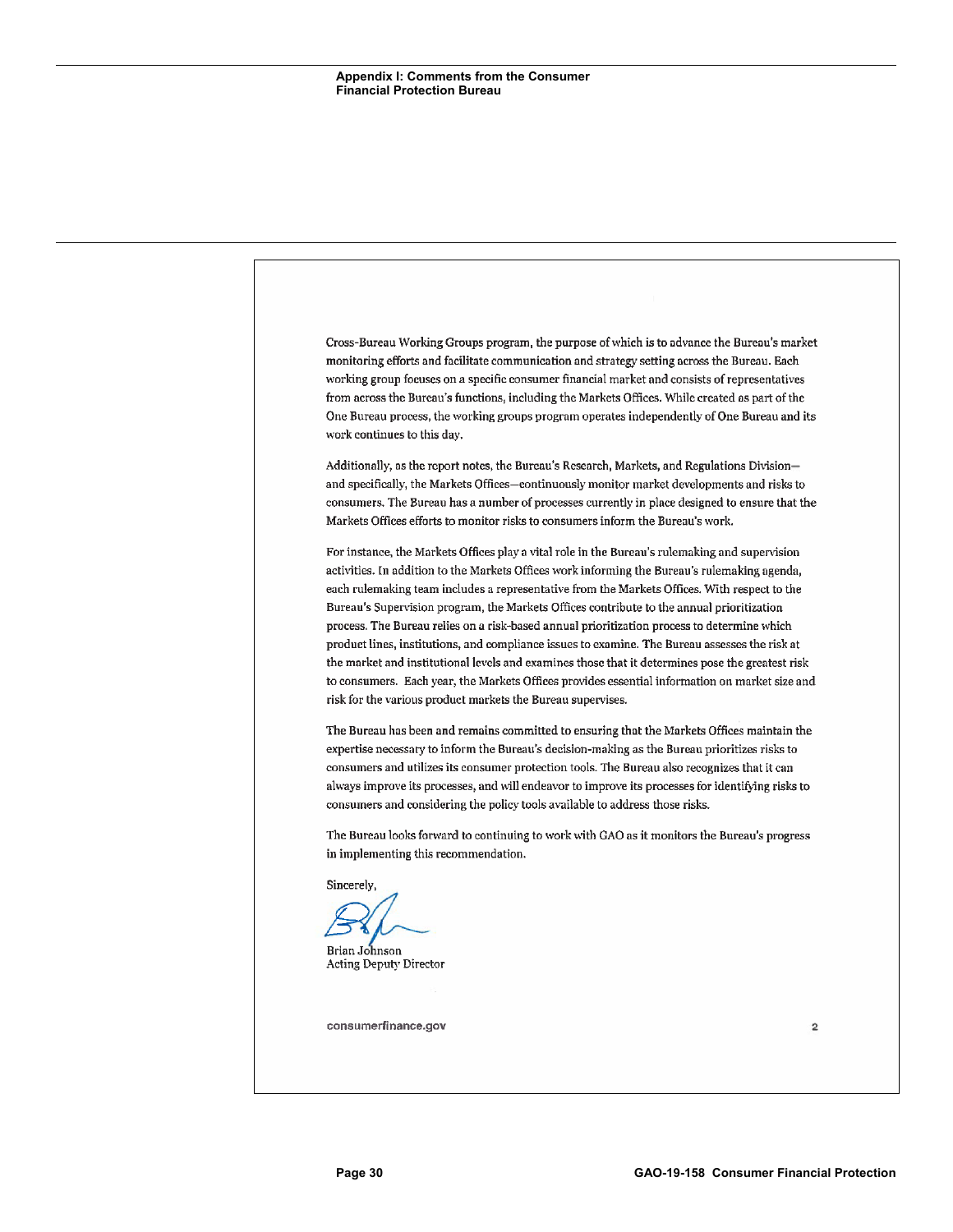Cross-Bureau Working Groups program, the purpose of which is to advance the Bureau's market monitoring efforts and facilitate communication and strategy setting across the Bureau. Each working group focuses on a specific consumer financial market and consists of representatives from across the Bureau's functions, including the Markets Offices. While created as part of the One Bureau process, the working groups program operates independently of One Bureau and its work continues to this day.

Additionally, as the report notes, the Bureau's Research, Markets, and Regulations Division—and specifically, the Markets Offices—continuously monitor market developments and risks to consumers. The Bureau has a number of processes currently in place designed to ensure that the Markets Offices efforts to monitor risks to consumers inform the Bureau's work.

For instance, the Markets Offices play a vital role in the Bureau's rulemaking and supervision activities. In addition to the Markets Offices work informing the Bureau's rulemaking agenda, each rulemaking team includes a representative from the Markets Offices. With respect to the Bureau's Supervision program, the Markets Offices contribute to the annual prioritization process. The Bureau relies on a risk-based annual prioritization process to determine which product lines, institutions, and compliance issues to examine. The Bureau assesses the risk at the market and institutional levels and examines those that it determines pose the greatest risk to consumers. Each year, the Markets Offices provides essential information on market size and risk for the various product markets the Bureau supervises.

The Bureau has been and remains committed to ensuring that the Markets Offices maintain the expertise necessary to inform the Bureau's decision-making as the Bureau prioritizes risks to consumers and utilizes its consumer protection tools. The Bureau also recognizes that it can always improve its processes, and will endeavor to improve its processes for identifying risks to consumers and considering the policy tools available to address those risks.

The Bureau looks forward to continuing to work with GAO as it monitors the Bureau's progress in implementing this recommendation.

Sincerely,

Brian Johnson
Acting Deputy Director

consumerfinance.gov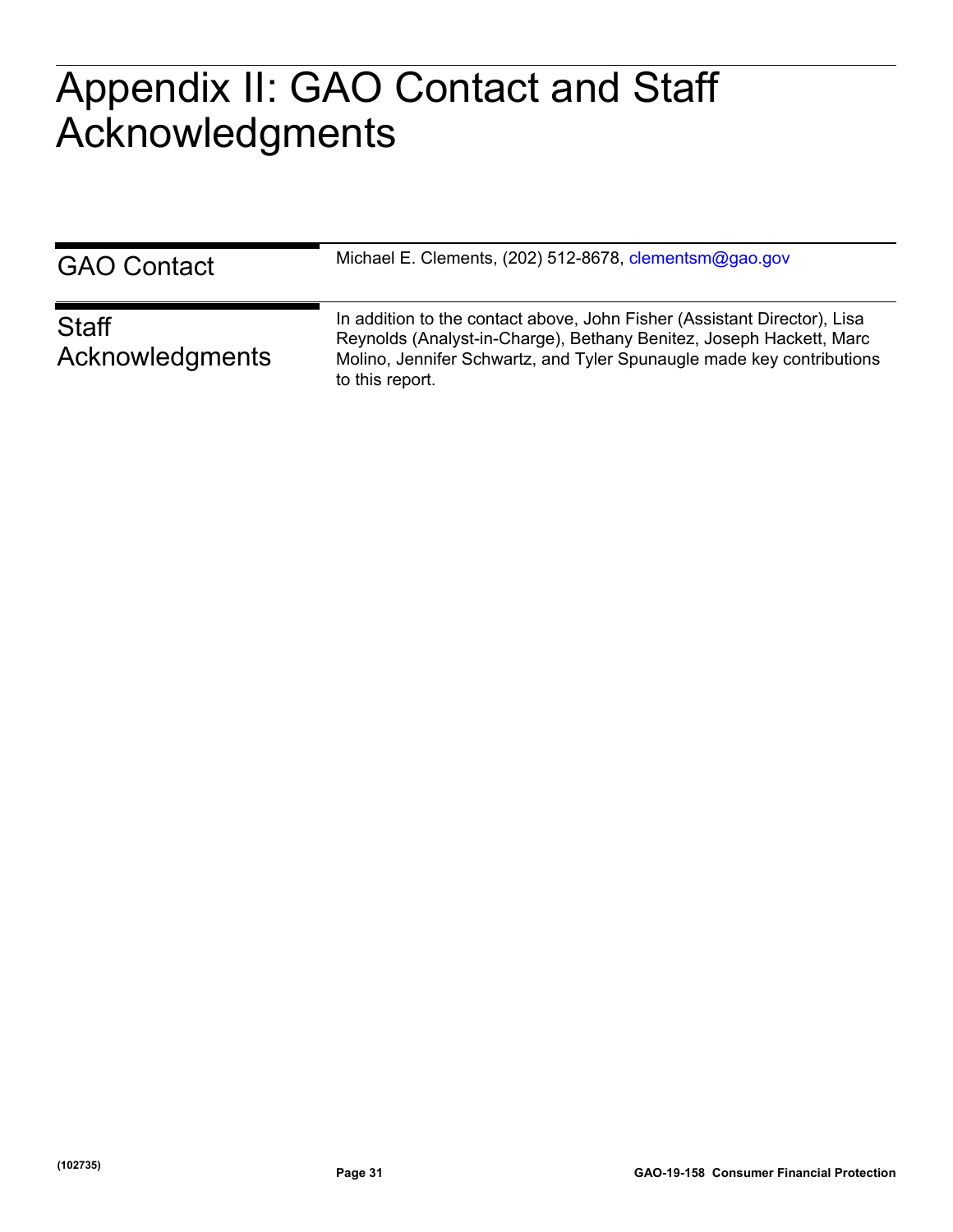# Appendix II: GAO Contact and Staff Acknowledgments

## GAO Contact

Michael E. Clements, (202) 512-8678, clementsm@gao.gov

## Staff Acknowledgments

In addition to the contact above, John Fisher (Assistant Director), Lisa Reynolds (Analyst-in-Charge), Bethany Benitez, Joseph Hackett, Marc Molino, Jennifer Schwartz, and Tyler Spunaugle made key contributions to this report.

(102735)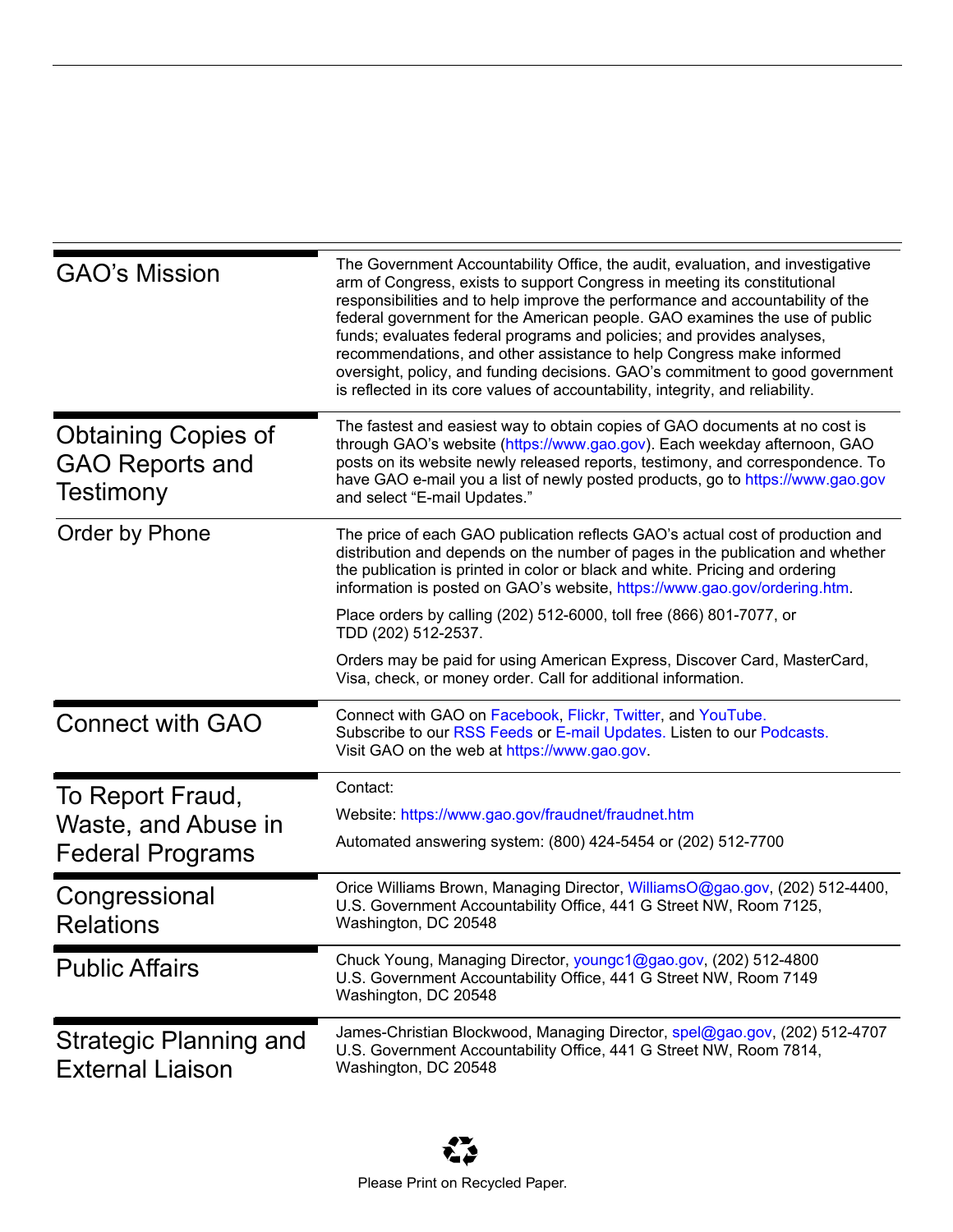## GAO's Mission

The Government Accountability Office, the audit, evaluation, and investigative arm of Congress, exists to support Congress in meeting its constitutional responsibilities and to help improve the performance and accountability of the federal government for the American people. GAO examines the use of public funds; evaluates federal programs and policies; and provides analyses, recommendations, and other assistance to help Congress make informed oversight, policy, and funding decisions. GAO's commitment to good government is reflected in its core values of accountability, integrity, and reliability.

## Obtaining Copies of GAO Reports and Testimony

The fastest and easiest way to obtain copies of GAO documents at no cost is through GAO's website (https://www.gao.gov). Each weekday afternoon, GAO posts on its website newly released reports, testimony, and correspondence. To have GAO e-mail you a list of newly posted products, go to https://www.gao.gov and select "E-mail Updates."

### Order by Phone

The price of each GAO publication reflects GAO's actual cost of production and distribution and depends on the number of pages in the publication and whether the publication is printed in color or black and white. Pricing and ordering information is posted on GAO's website, https://www.gao.gov/ordering.htm.

Place orders by calling (202) 512-6000, toll free (866) 801-7077, or TDD (202) 512-2537.

Orders may be paid for using American Express, Discover Card, MasterCard, Visa, check, or money order. Call for additional information.

## Connect with GAO

Connect with GAO on Facebook, Flickr, Twitter, and YouTube.
Subscribe to our RSS Feeds or E-mail Updates. Listen to our Podcasts.
Visit GAO on the web at https://www.gao.gov.

## To Report Fraud, Waste, and Abuse in Federal Programs

Contact:

Website: https://www.gao.gov/fraudnet/fraudnet.htm

Automated answering system: (800) 424-5454 or (202) 512-7700

## Congressional Relations

Orice Williams Brown, Managing Director, WilliamsO@gao.gov, (202) 512-4400, U.S. Government Accountability Office, 441 G Street NW, Room 7125, Washington, DC 20548

## Public Affairs

Chuck Young, Managing Director, youngc1@gao.gov, (202) 512-4800
U.S. Government Accountability Office, 441 G Street NW, Room 7149
Washington, DC 20548

## Strategic Planning and External Liaison

James-Christian Blockwood, Managing Director, spel@gao.gov, (202) 512-4707
U.S. Government Accountability Office, 441 G Street NW, Room 7814, Washington, DC 20548

Please Print on Recycled Paper.